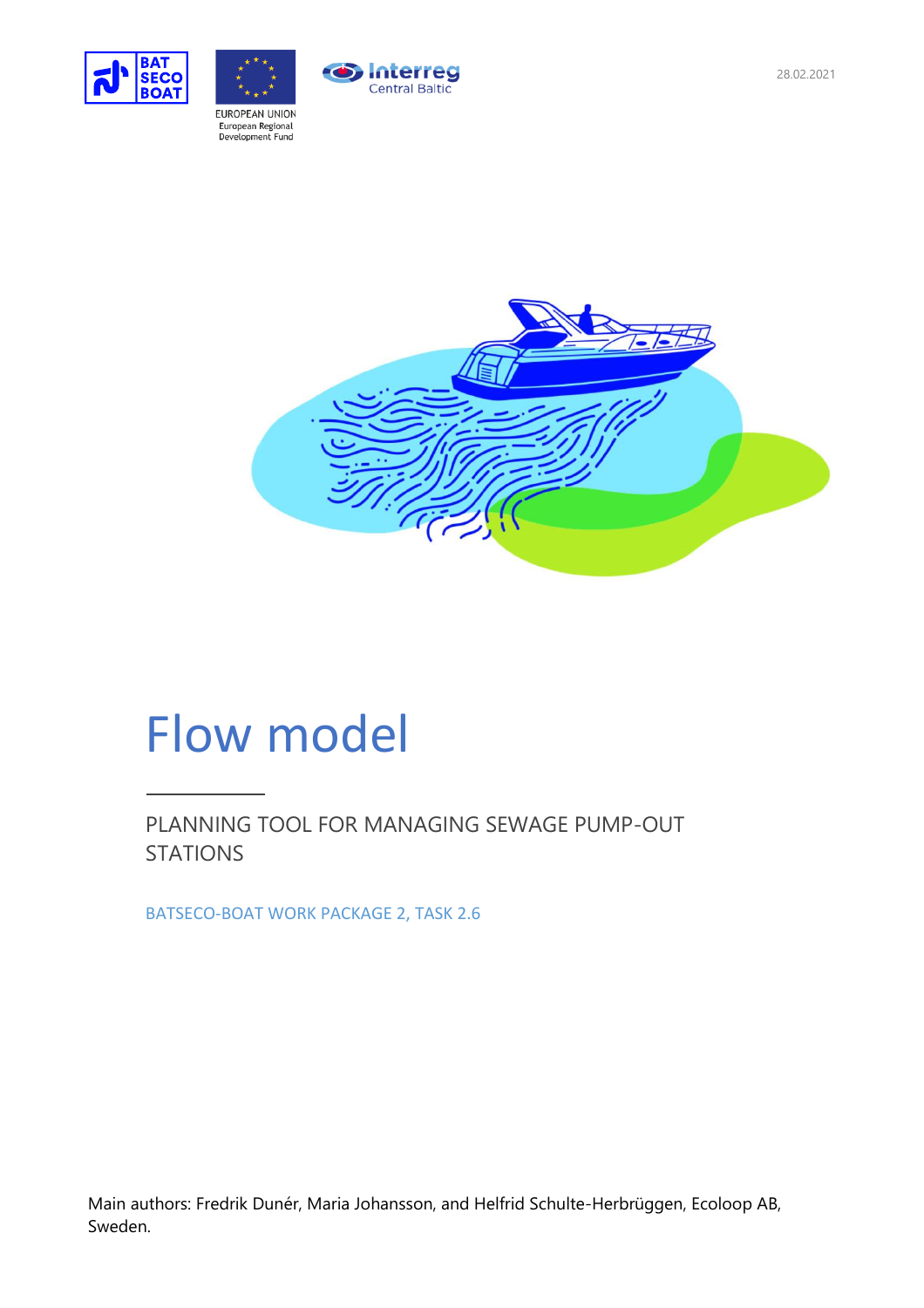28.02.2021

# Flow model

PLANNING TOOL FOR MANAGING SEWAGE PUMP-OUT STATIONS

BATSECO-BOAT WORK PACKAGE 2, TASK 2.6

Main authors: Fredrik Dunér, Maria Johansson, and Helfrid Schulte-Herbrüggen, Ecoloop AB, Sweden.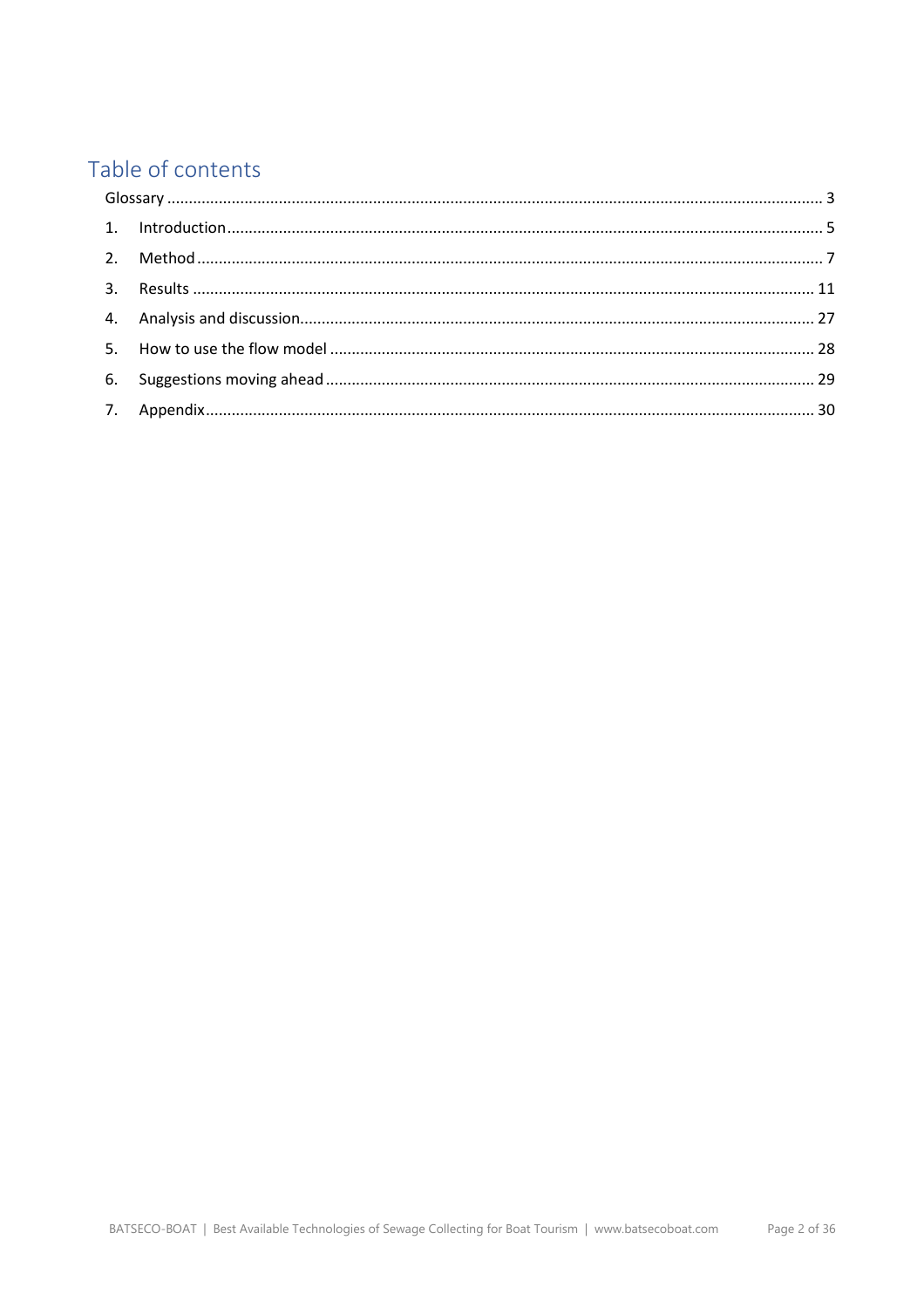# Table of contents

Glossary ........................................................................................................................................ 3

1. Introduction ........................................................................................................................... 5
2. Method ................................................................................................................................... 7
3. Results ................................................................................................................................. 11
4. Analysis and discussion ....................................................................................................... 27
5. How to use the flow model ................................................................................................. 28
6. Suggestions moving ahead .................................................................................................. 29
7. Appendix .............................................................................................................................. 30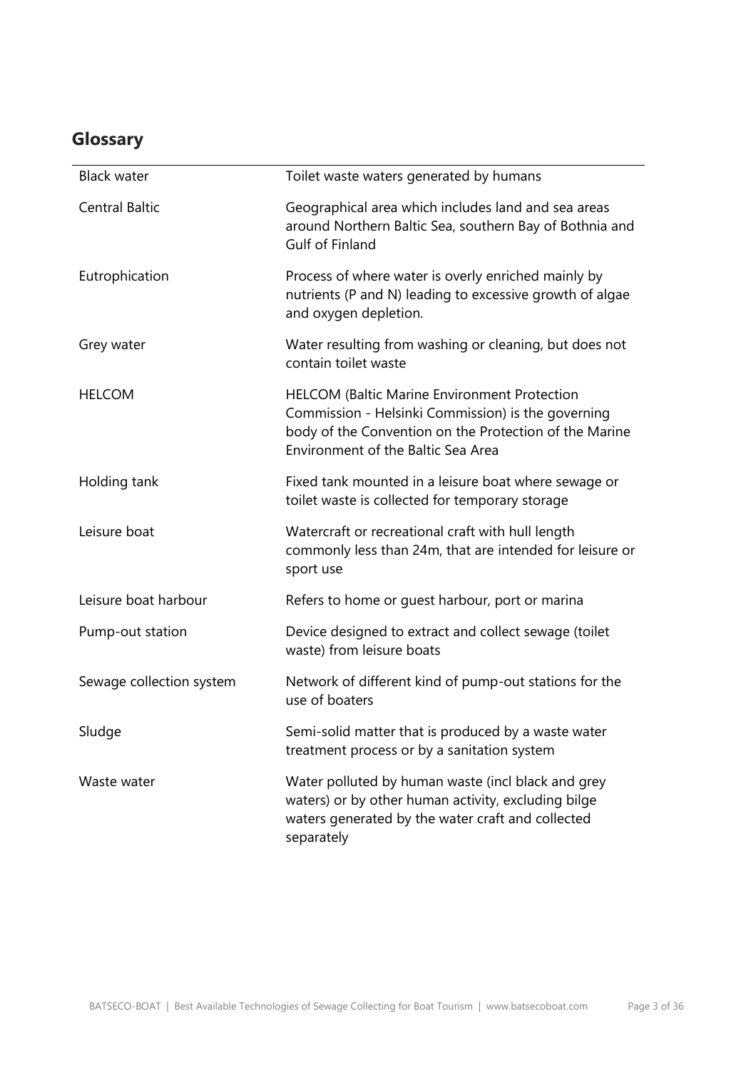## Glossary

| | |
|---|---|
| Black water | Toilet waste waters generated by humans |
| Central Baltic | Geographical area which includes land and sea areas around Northern Baltic Sea, southern Bay of Bothnia and Gulf of Finland |
| Eutrophication | Process of where water is overly enriched mainly by nutrients (P and N) leading to excessive growth of algae and oxygen depletion. |
| Grey water | Water resulting from washing or cleaning, but does not contain toilet waste |
| HELCOM | HELCOM (Baltic Marine Environment Protection Commission - Helsinki Commission) is the governing body of the Convention on the Protection of the Marine Environment of the Baltic Sea Area |
| Holding tank | Fixed tank mounted in a leisure boat where sewage or toilet waste is collected for temporary storage |
| Leisure boat | Watercraft or recreational craft with hull length commonly less than 24m, that are intended for leisure or sport use |
| Leisure boat harbour | Refers to home or guest harbour, port or marina |
| Pump-out station | Device designed to extract and collect sewage (toilet waste) from leisure boats |
| Sewage collection system | Network of different kind of pump-out stations for the use of boaters |
| Sludge | Semi-solid matter that is produced by a waste water treatment process or by a sanitation system |
| Waste water | Water polluted by human waste (incl black and grey waters) or by other human activity, excluding bilge waters generated by the water craft and collected separately |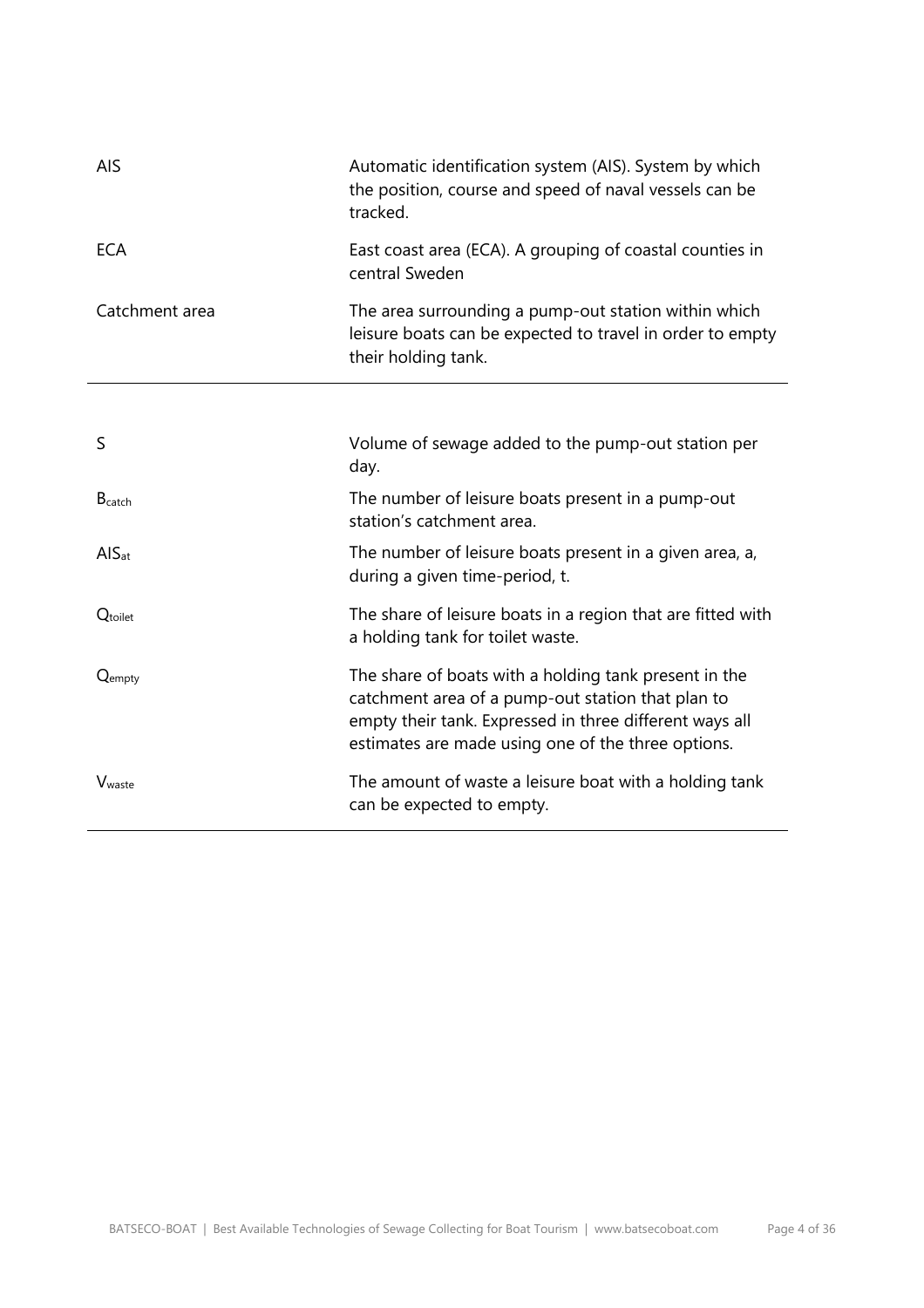| | |
|---|---|
| AIS | Automatic identification system (AIS). System by which the position, course and speed of naval vessels can be tracked. |
| ECA | East coast area (ECA). A grouping of coastal counties in central Sweden |
| Catchment area | The area surrounding a pump-out station within which leisure boats can be expected to travel in order to empty their holding tank. |

| | |
|---|---|
| $S$ | Volume of sewage added to the pump-out station per day. |
| $B_{catch}$ | The number of leisure boats present in a pump-out station's catchment area. |
| $AIS_{at}$ | The number of leisure boats present in a given area, a, during a given time-period, t. |
| $Q_{toilet}$ | The share of leisure boats in a region that are fitted with a holding tank for toilet waste. |
| $Q_{empty}$ | The share of boats with a holding tank present in the catchment area of a pump-out station that plan to empty their tank. Expressed in three different ways all estimates are made using one of the three options. |
| $V_{waste}$ | The amount of waste a leisure boat with a holding tank can be expected to empty. |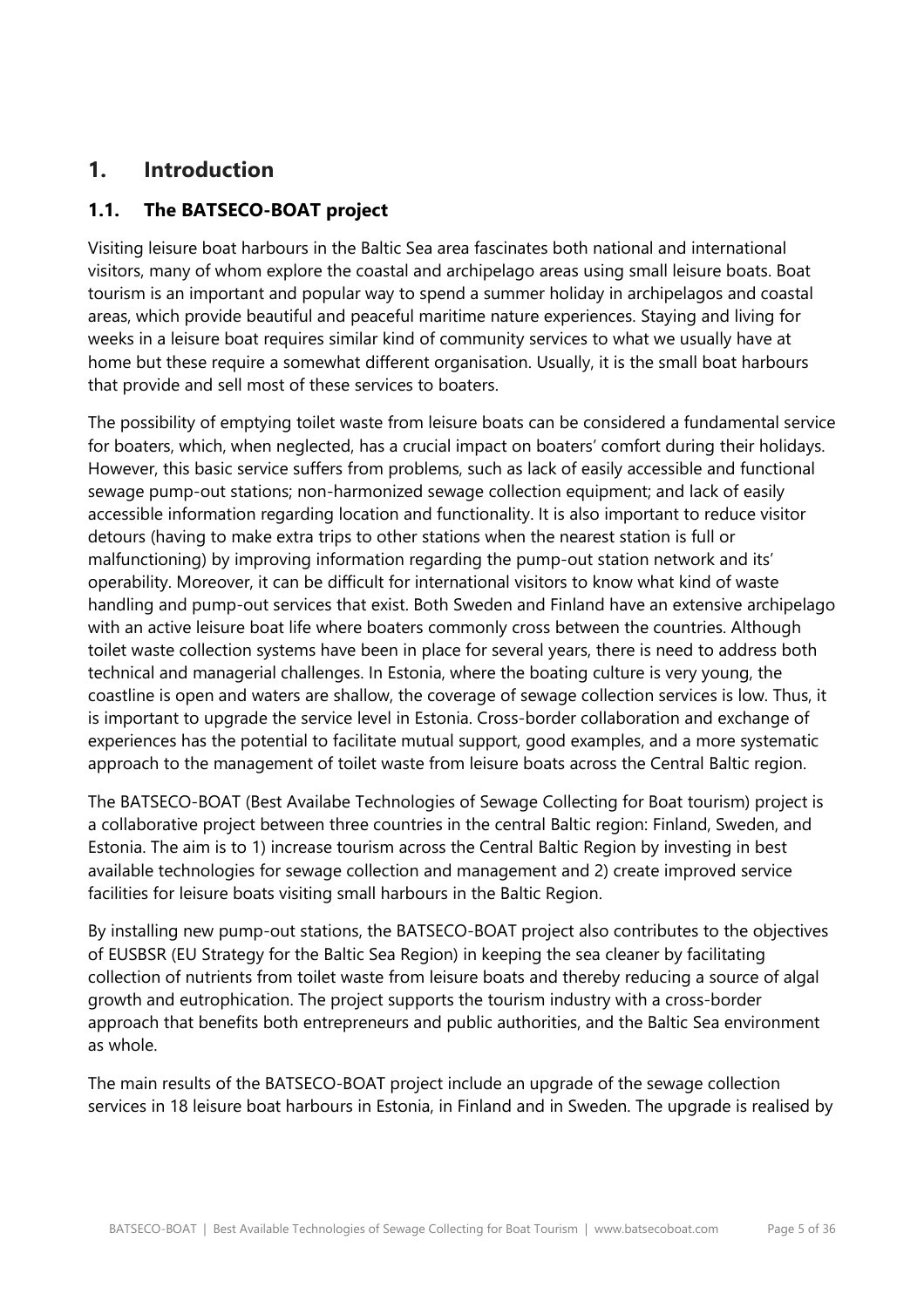# 1. Introduction

## 1.1. The BATSECO-BOAT project

Visiting leisure boat harbours in the Baltic Sea area fascinates both national and international visitors, many of whom explore the coastal and archipelago areas using small leisure boats. Boat tourism is an important and popular way to spend a summer holiday in archipelagos and coastal areas, which provide beautiful and peaceful maritime nature experiences. Staying and living for weeks in a leisure boat requires similar kind of community services to what we usually have at home but these require a somewhat different organisation. Usually, it is the small boat harbours that provide and sell most of these services to boaters.

The possibility of emptying toilet waste from leisure boats can be considered a fundamental service for boaters, which, when neglected, has a crucial impact on boaters' comfort during their holidays. However, this basic service suffers from problems, such as lack of easily accessible and functional sewage pump-out stations; non-harmonized sewage collection equipment; and lack of easily accessible information regarding location and functionality. It is also important to reduce visitor detours (having to make extra trips to other stations when the nearest station is full or malfunctioning) by improving information regarding the pump-out station network and its' operability. Moreover, it can be difficult for international visitors to know what kind of waste handling and pump-out services that exist. Both Sweden and Finland have an extensive archipelago with an active leisure boat life where boaters commonly cross between the countries. Although toilet waste collection systems have been in place for several years, there is need to address both technical and managerial challenges. In Estonia, where the boating culture is very young, the coastline is open and waters are shallow, the coverage of sewage collection services is low. Thus, it is important to upgrade the service level in Estonia. Cross-border collaboration and exchange of experiences has the potential to facilitate mutual support, good examples, and a more systematic approach to the management of toilet waste from leisure boats across the Central Baltic region.

The BATSECO-BOAT (Best Availabe Technologies of Sewage Collecting for Boat tourism) project is a collaborative project between three countries in the central Baltic region: Finland, Sweden, and Estonia. The aim is to 1) increase tourism across the Central Baltic Region by investing in best available technologies for sewage collection and management and 2) create improved service facilities for leisure boats visiting small harbours in the Baltic Region.

By installing new pump-out stations, the BATSECO-BOAT project also contributes to the objectives of EUSBSR (EU Strategy for the Baltic Sea Region) in keeping the sea cleaner by facilitating collection of nutrients from toilet waste from leisure boats and thereby reducing a source of algal growth and eutrophication. The project supports the tourism industry with a cross-border approach that benefits both entrepreneurs and public authorities, and the Baltic Sea environment as whole.

The main results of the BATSECO-BOAT project include an upgrade of the sewage collection services in 18 leisure boat harbours in Estonia, in Finland and in Sweden. The upgrade is realised by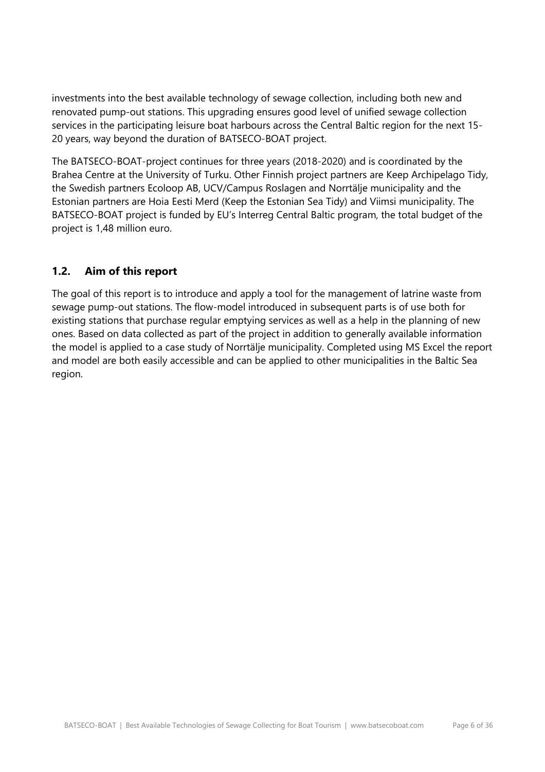investments into the best available technology of sewage collection, including both new and renovated pump-out stations. This upgrading ensures good level of unified sewage collection services in the participating leisure boat harbours across the Central Baltic region for the next 15-20 years, way beyond the duration of BATSECO-BOAT project.

The BATSECO-BOAT-project continues for three years (2018-2020) and is coordinated by the Brahea Centre at the University of Turku. Other Finnish project partners are Keep Archipelago Tidy, the Swedish partners Ecoloop AB, UCV/Campus Roslagen and Norrtälje municipality and the Estonian partners are Hoia Eesti Merd (Keep the Estonian Sea Tidy) and Viimsi municipality. The BATSECO-BOAT project is funded by EU's Interreg Central Baltic program, the total budget of the project is 1,48 million euro.

## 1.2. Aim of this report

The goal of this report is to introduce and apply a tool for the management of latrine waste from sewage pump-out stations. The flow-model introduced in subsequent parts is of use both for existing stations that purchase regular emptying services as well as a help in the planning of new ones. Based on data collected as part of the project in addition to generally available information the model is applied to a case study of Norrtälje municipality. Completed using MS Excel the report and model are both easily accessible and can be applied to other municipalities in the Baltic Sea region.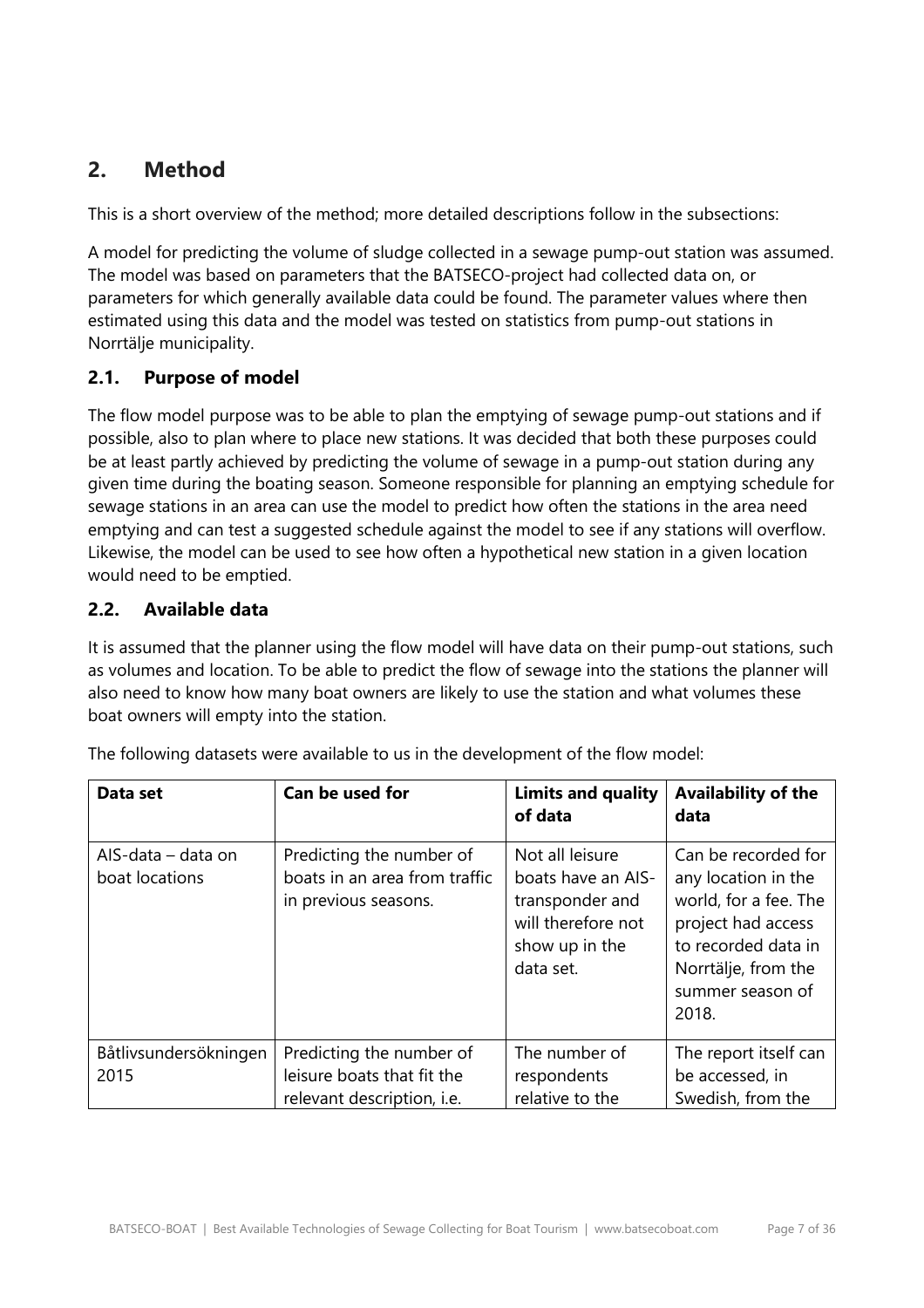## 2. Method

This is a short overview of the method; more detailed descriptions follow in the subsections:

A model for predicting the volume of sludge collected in a sewage pump-out station was assumed. The model was based on parameters that the BATSECO-project had collected data on, or parameters for which generally available data could be found. The parameter values where then estimated using this data and the model was tested on statistics from pump-out stations in Norrtälje municipality.

### 2.1. Purpose of model

The flow model purpose was to be able to plan the emptying of sewage pump-out stations and if possible, also to plan where to place new stations. It was decided that both these purposes could be at least partly achieved by predicting the volume of sewage in a pump-out station during any given time during the boating season. Someone responsible for planning an emptying schedule for sewage stations in an area can use the model to predict how often the stations in the area need emptying and can test a suggested schedule against the model to see if any stations will overflow. Likewise, the model can be used to see how often a hypothetical new station in a given location would need to be emptied.

### 2.2. Available data

It is assumed that the planner using the flow model will have data on their pump-out stations, such as volumes and location. To be able to predict the flow of sewage into the stations the planner will also need to know how many boat owners are likely to use the station and what volumes these boat owners will empty into the station.

The following datasets were available to us in the development of the flow model:

| Data set | Can be used for | Limits and quality of data | Availability of the data |
|---|---|---|---|
| AIS-data – data on boat locations | Predicting the number of boats in an area from traffic in previous seasons. | Not all leisure boats have an AIS-transponder and will therefore not show up in the data set. | Can be recorded for any location in the world, for a fee. The project had access to recorded data in Norrtälje, from the summer season of 2018. |
| Båtlivsundersökningen 2015 | Predicting the number of leisure boats that fit the relevant description, i.e. | The number of respondents relative to the | The report itself can be accessed, in Swedish, from the |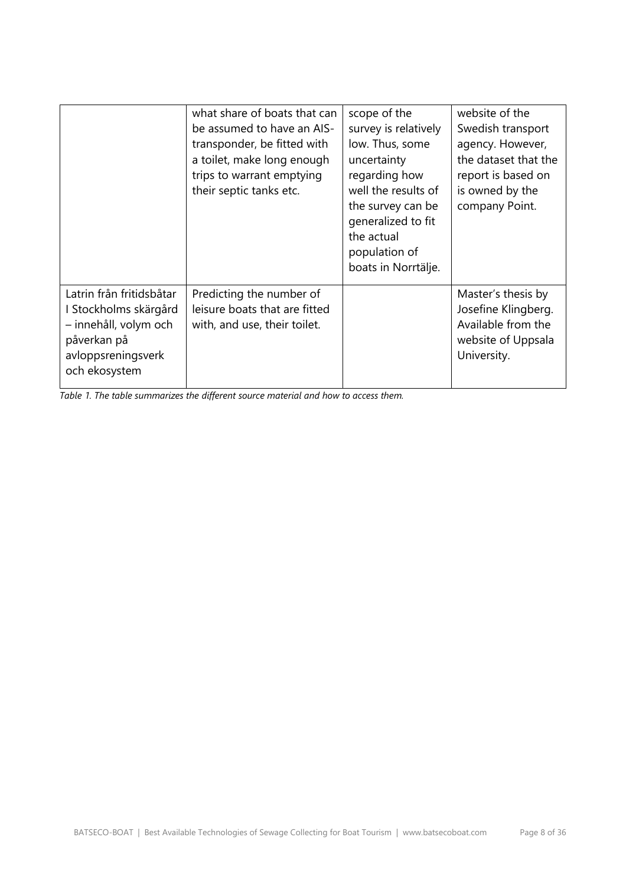| | | | |
|---|---|---|---|
| | what share of boats that can be assumed to have an AIS-transponder, be fitted with a toilet, make long enough trips to warrant emptying their septic tanks etc. | scope of the survey is relatively low. Thus, some uncertainty regarding how well the results of the survey can be generalized to fit the actual population of boats in Norrtälje. | website of the Swedish transport agency. However, the dataset that the report is based on is owned by the company Point. |
| Latrin från fritidsbåtar I Stockholms skärgård – innehåll, volym och påverkan på avloppsreningsverk och ekosystem | Predicting the number of leisure boats that are fitted with, and use, their toilet. | | Master's thesis by Josefine Klingberg. Available from the website of Uppsala University. |

*Table 1. The table summarizes the different source material and how to access them.*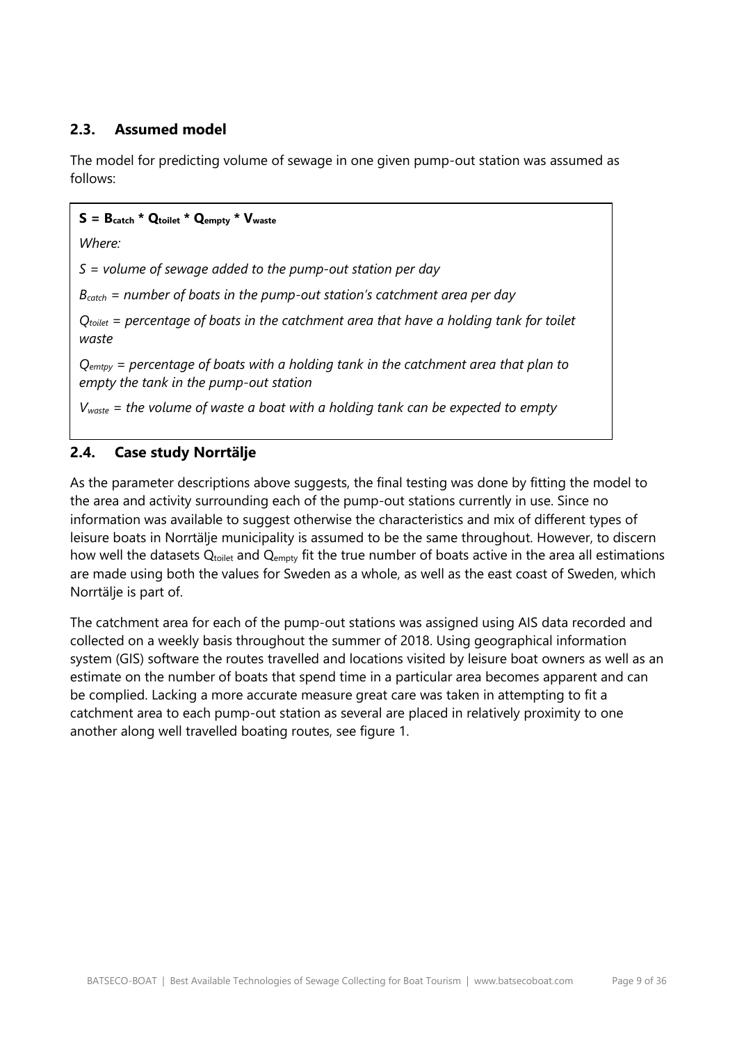## 2.3. Assumed model

The model for predicting volume of sewage in one given pump-out station was assumed as follows:

$$\mathbf{S = B_{catch} * Q_{toilet} * Q_{empty} * V_{waste}}$$

*Where:*

*S = volume of sewage added to the pump-out station per day*

*$B_{catch}$ = number of boats in the pump-out station's catchment area per day*

*$Q_{toilet}$ = percentage of boats in the catchment area that have a holding tank for toilet waste*

*$Q_{emtpy}$ = percentage of boats with a holding tank in the catchment area that plan to empty the tank in the pump-out station*

*$V_{waste}$ = the volume of waste a boat with a holding tank can be expected to empty*

## 2.4. Case study Norrtälje

As the parameter descriptions above suggests, the final testing was done by fitting the model to the area and activity surrounding each of the pump-out stations currently in use. Since no information was available to suggest otherwise the characteristics and mix of different types of leisure boats in Norrtälje municipality is assumed to be the same throughout. However, to discern how well the datasets $Q_{toilet}$ and $Q_{empty}$ fit the true number of boats active in the area all estimations are made using both the values for Sweden as a whole, as well as the east coast of Sweden, which Norrtälje is part of.

The catchment area for each of the pump-out stations was assigned using AIS data recorded and collected on a weekly basis throughout the summer of 2018. Using geographical information system (GIS) software the routes travelled and locations visited by leisure boat owners as well as an estimate on the number of boats that spend time in a particular area becomes apparent and can be complied. Lacking a more accurate measure great care was taken in attempting to fit a catchment area to each pump-out station as several are placed in relatively proximity to one another along well travelled boating routes, see figure 1.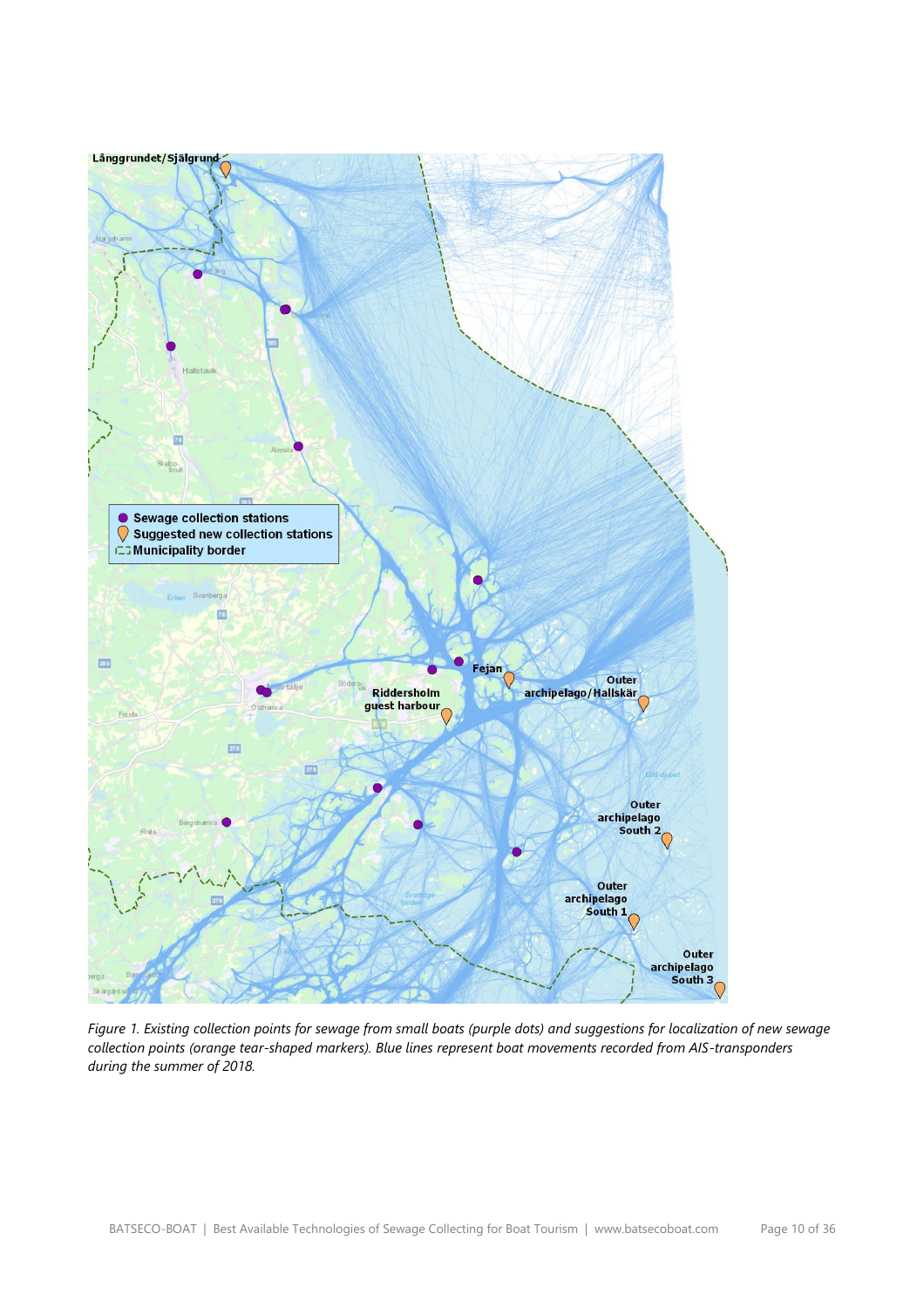*Figure 1. Existing collection points for sewage from small boats (purple dots) and suggestions for localization of new sewage collection points (orange tear-shaped markers). Blue lines represent boat movements recorded from AIS-transponders during the summer of 2018.*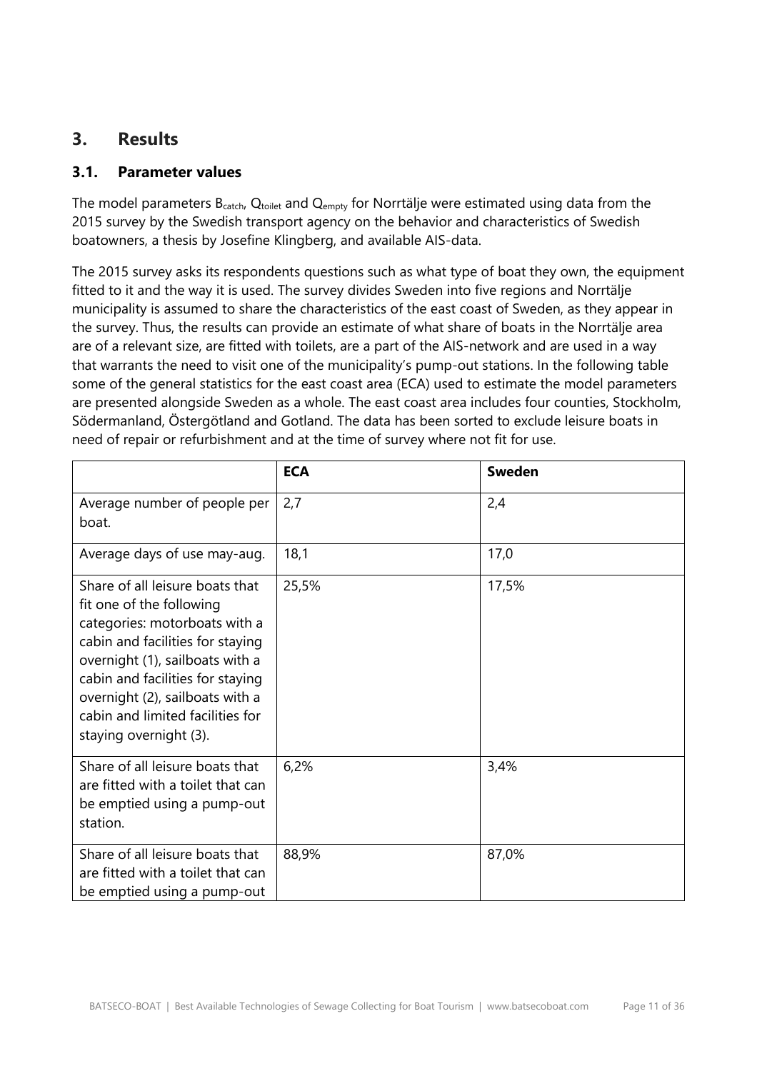## 3. Results

### 3.1. Parameter values

The model parameters $B_{catch}$, $Q_{toilet}$ and $Q_{empty}$ for Norrtälje were estimated using data from the 2015 survey by the Swedish transport agency on the behavior and characteristics of Swedish boatowners, a thesis by Josefine Klingberg, and available AIS-data.

The 2015 survey asks its respondents questions such as what type of boat they own, the equipment fitted to it and the way it is used. The survey divides Sweden into five regions and Norrtälje municipality is assumed to share the characteristics of the east coast of Sweden, as they appear in the survey. Thus, the results can provide an estimate of what share of boats in the Norrtälje area are of a relevant size, are fitted with toilets, are a part of the AIS-network and are used in a way that warrants the need to visit one of the municipality's pump-out stations. In the following table some of the general statistics for the east coast area (ECA) used to estimate the model parameters are presented alongside Sweden as a whole. The east coast area includes four counties, Stockholm, Södermanland, Östergötland and Gotland. The data has been sorted to exclude leisure boats in need of repair or refurbishment and at the time of survey where not fit for use.

| | **ECA** | **Sweden** |
|---|---|---|
| Average number of people per boat. | 2,7 | 2,4 |
| Average days of use may-aug. | 18,1 | 17,0 |
| Share of all leisure boats that fit one of the following categories: motorboats with a cabin and facilities for staying overnight (1), sailboats with a cabin and facilities for staying overnight (2), sailboats with a cabin and limited facilities for staying overnight (3). | 25,5% | 17,5% |
| Share of all leisure boats that are fitted with a toilet that can be emptied using a pump-out station. | 6,2% | 3,4% |
| Share of all leisure boats that are fitted with a toilet that can be emptied using a pump-out | 88,9% | 87,0% |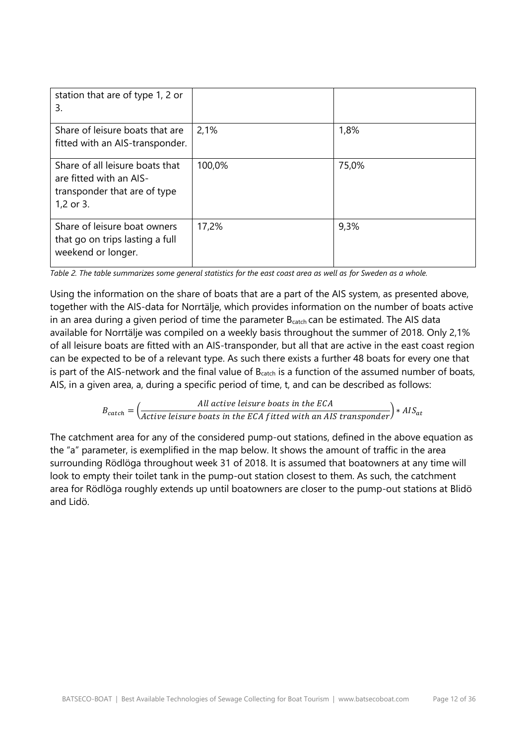| station that are of type 1, 2 or 3. | | |
| --- | --- | --- |
| Share of leisure boats that are fitted with an AIS-transponder. | 2,1% | 1,8% |
| Share of all leisure boats that are fitted with an AIS-transponder that are of type 1,2 or 3. | 100,0% | 75,0% |
| Share of leisure boat owners that go on trips lasting a full weekend or longer. | 17,2% | 9,3% |

*Table 2. The table summarizes some general statistics for the east coast area as well as for Sweden as a whole.*

Using the information on the share of boats that are a part of the AIS system, as presented above, together with the AIS-data for Norrtälje, which provides information on the number of boats active in an area during a given period of time the parameter $B_{catch}$ can be estimated. The AIS data available for Norrtälje was compiled on a weekly basis throughout the summer of 2018. Only 2,1% of all leisure boats are fitted with an AIS-transponder, but all that are active in the east coast region can be expected to be of a relevant type. As such there exists a further 48 boats for every one that is part of the AIS-network and the final value of $B_{catch}$ is a function of the assumed number of boats, AIS, in a given area, a, during a specific period of time, t, and can be described as follows:

$$B_{catch} = \left(\frac{All\ active\ leisure\ boats\ in\ the\ ECA}{Active\ leisure\ boats\ in\ the\ ECA\ fitted\ with\ an\ AIS\ transponder}\right) * AIS_{at}$$

The catchment area for any of the considered pump-out stations, defined in the above equation as the "a" parameter, is exemplified in the map below. It shows the amount of traffic in the area surrounding Rödlöga throughout week 31 of 2018. It is assumed that boatowners at any time will look to empty their toilet tank in the pump-out station closest to them. As such, the catchment area for Rödlöga roughly extends up until boatowners are closer to the pump-out stations at Blidö and Lidö.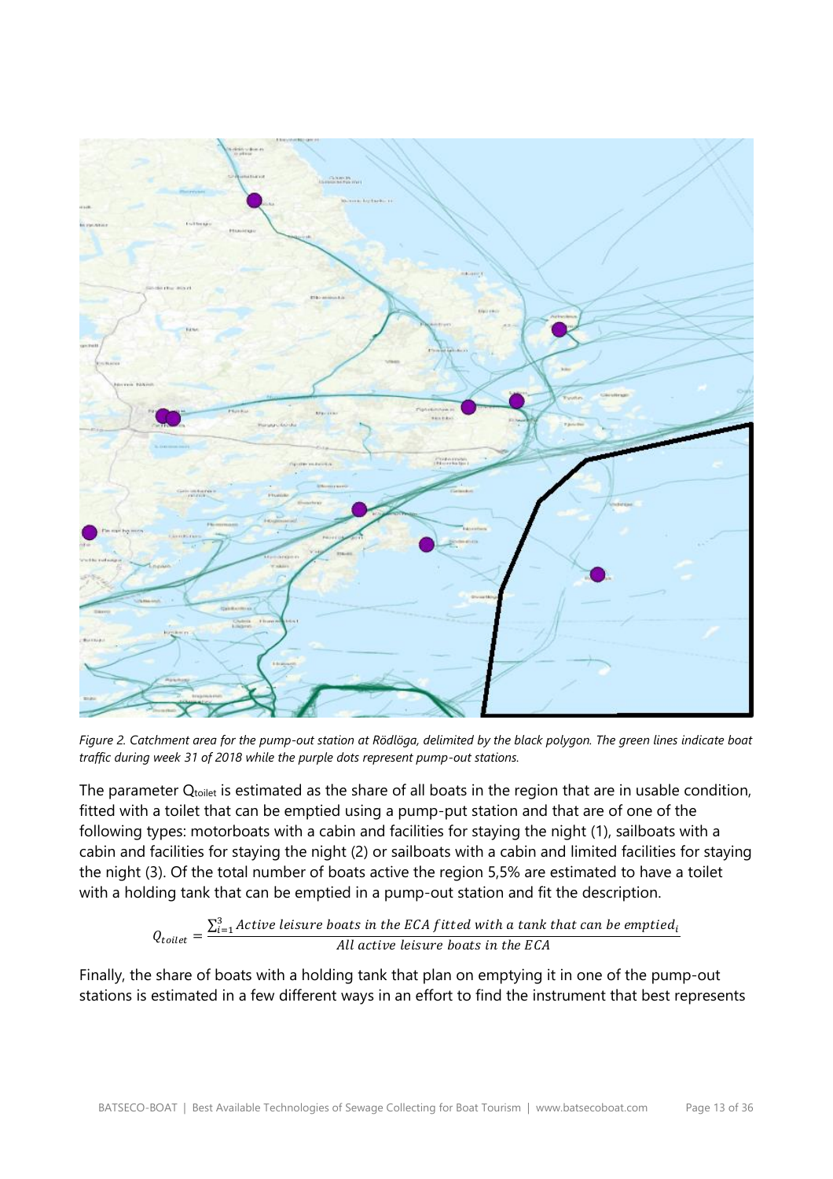*Figure 2. Catchment area for the pump-out station at Rödlöga, delimited by the black polygon. The green lines indicate boat traffic during week 31 of 2018 while the purple dots represent pump-out stations.*

The parameter $Q_{toilet}$ is estimated as the share of all boats in the region that are in usable condition, fitted with a toilet that can be emptied using a pump-put station and that are of one of the following types: motorboats with a cabin and facilities for staying the night (1), sailboats with a cabin and facilities for staying the night (2) or sailboats with a cabin and limited facilities for staying the night (3). Of the total number of boats active the region 5,5% are estimated to have a toilet with a holding tank that can be emptied in a pump-out station and fit the description.

$$Q_{toilet} = \frac{\sum_{i=1}^{3} Active\ leisure\ boats\ in\ the\ ECA\ fitted\ with\ a\ tank\ that\ can\ be\ emptied_i}{All\ active\ leisure\ boats\ in\ the\ ECA}$$

Finally, the share of boats with a holding tank that plan on emptying it in one of the pump-out stations is estimated in a few different ways in an effort to find the instrument that best represents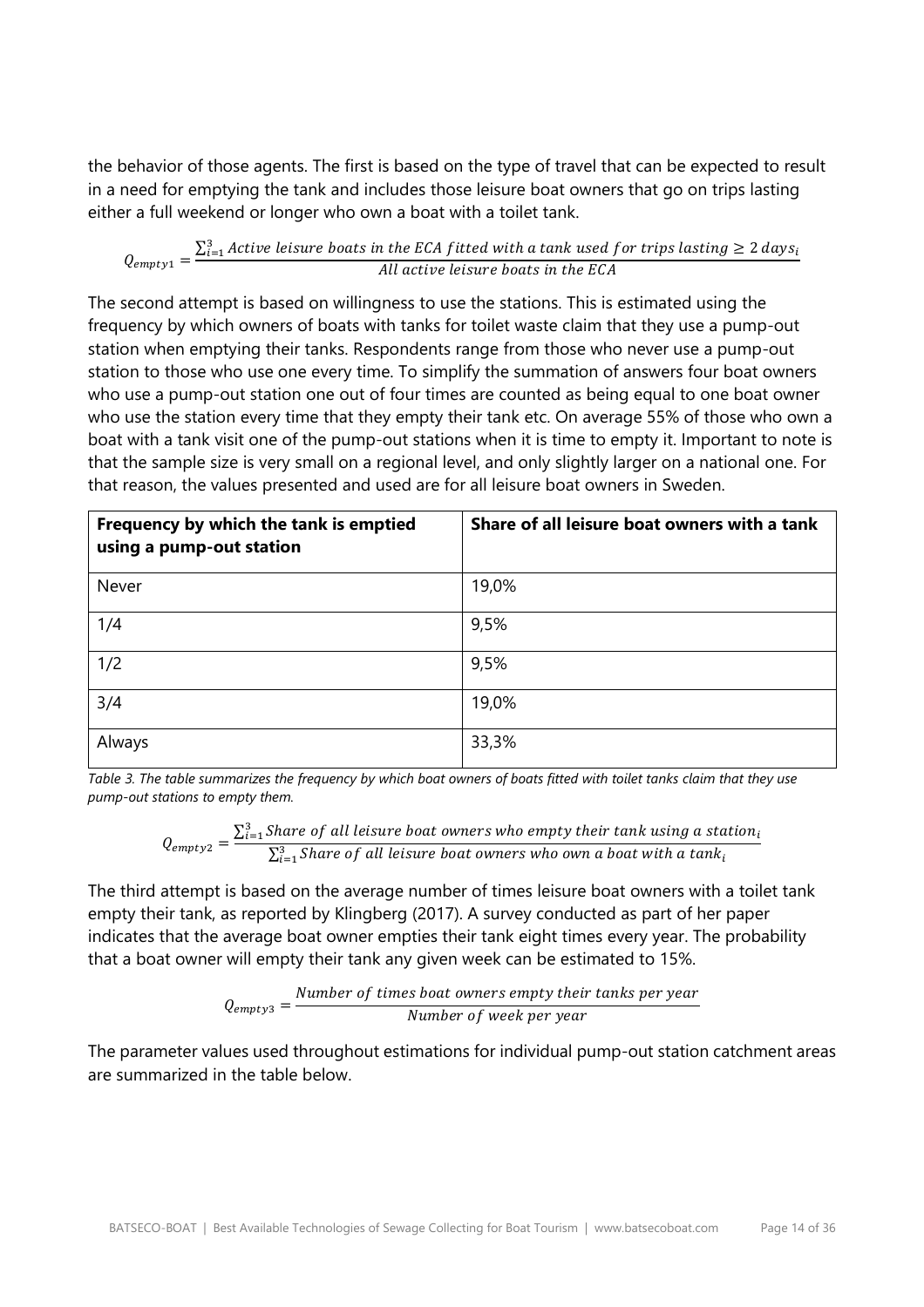the behavior of those agents. The first is based on the type of travel that can be expected to result in a need for emptying the tank and includes those leisure boat owners that go on trips lasting either a full weekend or longer who own a boat with a toilet tank.

$$Q_{empty1} = \frac{\sum_{i=1}^{3} Active\ leisure\ boats\ in\ the\ ECA\ fitted\ with\ a\ tank\ used\ for\ trips\ lasting \geq 2\ days_i}{All\ active\ leisure\ boats\ in\ the\ ECA}$$

The second attempt is based on willingness to use the stations. This is estimated using the frequency by which owners of boats with tanks for toilet waste claim that they use a pump-out station when emptying their tanks. Respondents range from those who never use a pump-out station to those who use one every time. To simplify the summation of answers four boat owners who use a pump-out station one out of four times are counted as being equal to one boat owner who use the station every time that they empty their tank etc. On average 55% of those who own a boat with a tank visit one of the pump-out stations when it is time to empty it. Important to note is that the sample size is very small on a regional level, and only slightly larger on a national one. For that reason, the values presented and used are for all leisure boat owners in Sweden.

| Frequency by which the tank is emptied using a pump-out station | Share of all leisure boat owners with a tank |
|---|---|
| Never | 19,0% |
| 1/4 | 9,5% |
| 1/2 | 9,5% |
| 3/4 | 19,0% |
| Always | 33,3% |

*Table 3. The table summarizes the frequency by which boat owners of boats fitted with toilet tanks claim that they use pump-out stations to empty them.*

$$Q_{empty2} = \frac{\sum_{i=1}^{3} Share\ of\ all\ leisure\ boat\ owners\ who\ empty\ their\ tank\ using\ a\ station_i}{\sum_{i=1}^{3} Share\ of\ all\ leisure\ boat\ owners\ who\ own\ a\ boat\ with\ a\ tank_i}$$

The third attempt is based on the average number of times leisure boat owners with a toilet tank empty their tank, as reported by Klingberg (2017). A survey conducted as part of her paper indicates that the average boat owner empties their tank eight times every year. The probability that a boat owner will empty their tank any given week can be estimated to 15%.

$$Q_{empty3} = \frac{Number\ of\ times\ boat\ owners\ empty\ their\ tanks\ per\ year}{Number\ of\ week\ per\ year}$$

The parameter values used throughout estimations for individual pump-out station catchment areas are summarized in the table below.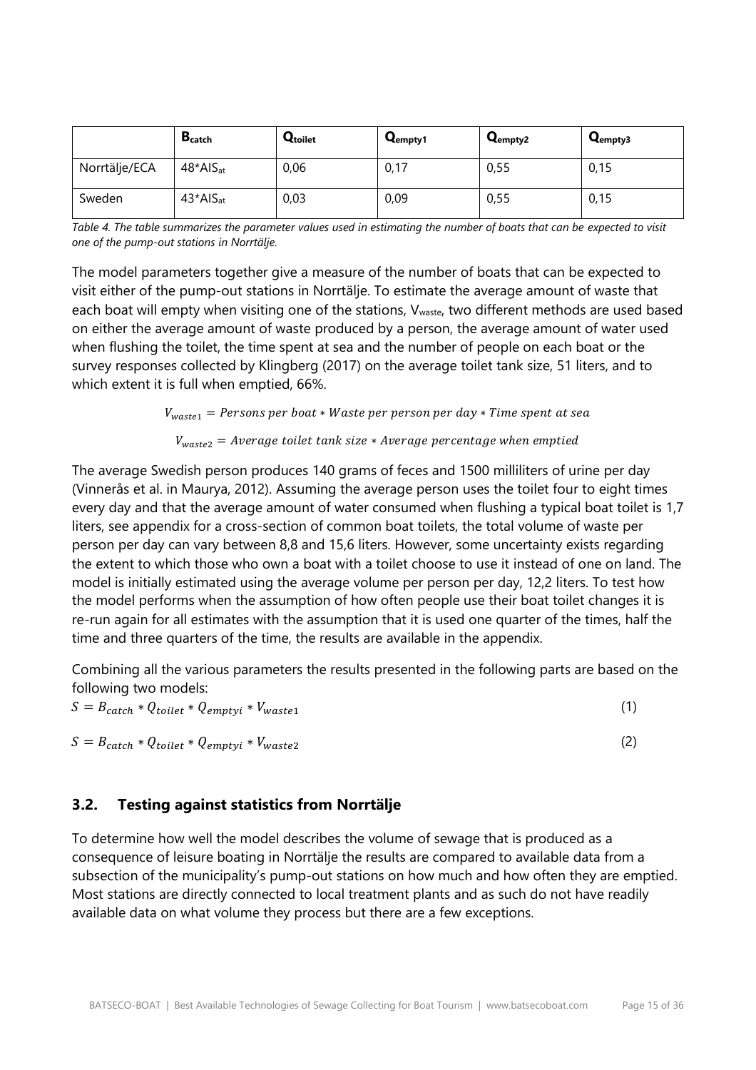|  | $B_{catch}$ | $Q_{toilet}$ | $Q_{empty1}$ | $Q_{empty2}$ | $Q_{empty3}$ |
| --- | --- | --- | --- | --- | --- |
| Norrtälje/ECA | $48*AIS_{at}$ | 0,06 | 0,17 | 0,55 | 0,15 |
| Sweden | $43*AIS_{at}$ | 0,03 | 0,09 | 0,55 | 0,15 |

*Table 4. The table summarizes the parameter values used in estimating the number of boats that can be expected to visit one of the pump-out stations in Norrtälje.*

The model parameters together give a measure of the number of boats that can be expected to visit either of the pump-out stations in Norrtälje. To estimate the average amount of waste that each boat will empty when visiting one of the stations, $V_{waste}$, two different methods are used based on either the average amount of waste produced by a person, the average amount of water used when flushing the toilet, the time spent at sea and the number of people on each boat or the survey responses collected by Klingberg (2017) on the average toilet tank size, 51 liters, and to which extent it is full when emptied, 66%.

$$V_{waste1} = Persons\ per\ boat * Waste\ per\ person\ per\ day * Time\ spent\ at\ sea$$

$$V_{waste2} = Average\ toilet\ tank\ size * Average\ percentage\ when\ emptied$$

The average Swedish person produces 140 grams of feces and 1500 milliliters of urine per day (Vinnerås et al. in Maurya, 2012). Assuming the average person uses the toilet four to eight times every day and that the average amount of water consumed when flushing a typical boat toilet is 1,7 liters, see appendix for a cross-section of common boat toilets, the total volume of waste per person per day can vary between 8,8 and 15,6 liters. However, some uncertainty exists regarding the extent to which those who own a boat with a toilet choose to use it instead of one on land. The model is initially estimated using the average volume per person per day, 12,2 liters. To test how the model performs when the assumption of how often people use their boat toilet changes it is re-run again for all estimates with the assumption that it is used one quarter of the times, half the time and three quarters of the time, the results are available in the appendix.

Combining all the various parameters the results presented in the following parts are based on the following two models:

$$S = B_{catch} * Q_{toilet} * Q_{emptyi} * V_{waste1} \qquad (1)$$

$$S = B_{catch} * Q_{toilet} * Q_{emptyi} * V_{waste2} \qquad (2)$$

## 3.2. Testing against statistics from Norrtälje

To determine how well the model describes the volume of sewage that is produced as a consequence of leisure boating in Norrtälje the results are compared to available data from a subsection of the municipality's pump-out stations on how much and how often they are emptied. Most stations are directly connected to local treatment plants and as such do not have readily available data on what volume they process but there are a few exceptions.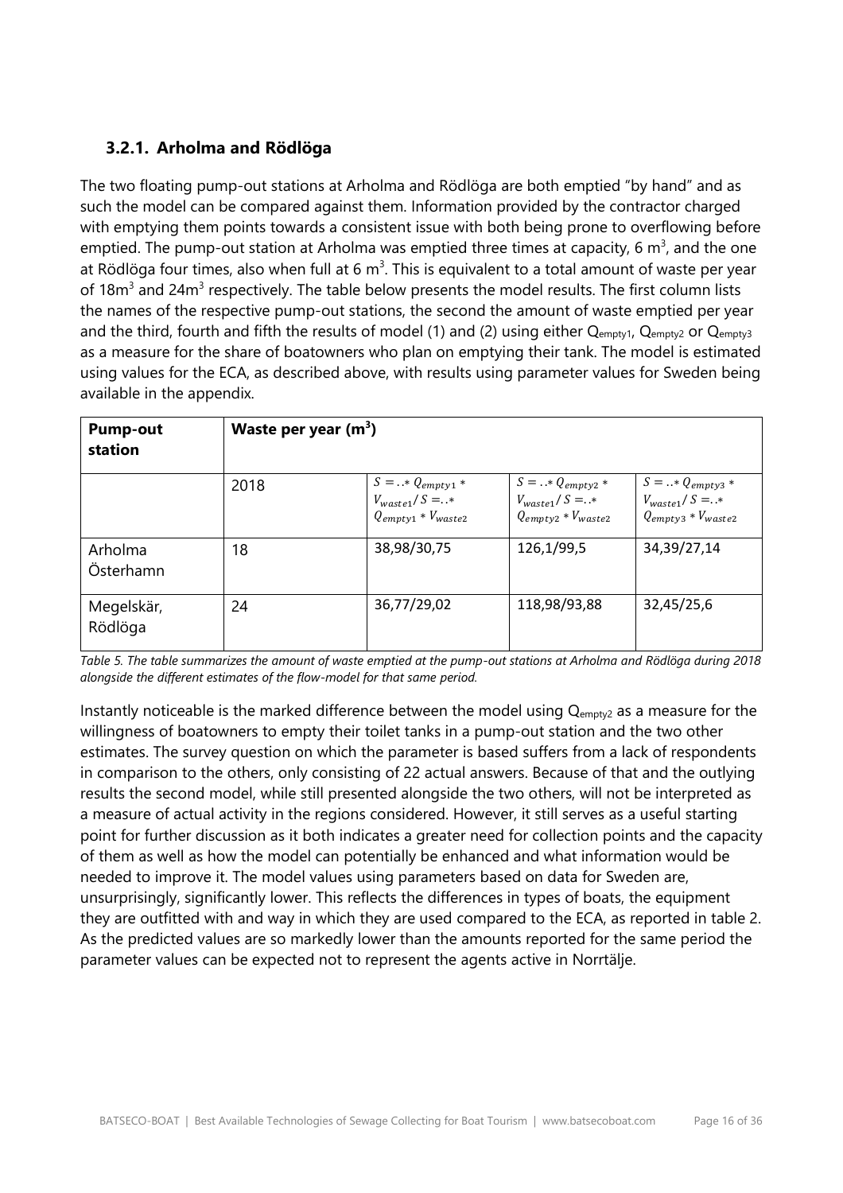### 3.2.1. Arholma and Rödlöga

The two floating pump-out stations at Arholma and Rödlöga are both emptied "by hand" and as such the model can be compared against them. Information provided by the contractor charged with emptying them points towards a consistent issue with both being prone to overflowing before emptied. The pump-out station at Arholma was emptied three times at capacity, 6 $m^3$, and the one at Rödlöga four times, also when full at 6 $m^3$. This is equivalent to a total amount of waste per year of 18$m^3$ and 24$m^3$ respectively. The table below presents the model results. The first column lists the names of the respective pump-out stations, the second the amount of waste emptied per year and the third, fourth and fifth the results of model (1) and (2) using either $Q_{empty1}$, $Q_{empty2}$ or $Q_{empty3}$ as a measure for the share of boatowners who plan on emptying their tank. The model is estimated using values for the ECA, as described above, with results using parameter values for Sweden being available in the appendix.

| Pump-out station | Waste per year ($m^3$) | | | |
|---|---|---|---|---|
| | 2018 | $S = ..* Q_{empty1} * V_{waste1} / S = ..* Q_{empty1} * V_{waste2}$ | $S = ..* Q_{empty2} * V_{waste1} / S = ..* Q_{empty2} * V_{waste2}$ | $S = ..* Q_{empty3} * V_{waste1} / S = ..* Q_{empty3} * V_{waste2}$ |
| Arholma Österhamn | 18 | 38,98/30,75 | 126,1/99,5 | 34,39/27,14 |
| Megelskär, Rödlöga | 24 | 36,77/29,02 | 118,98/93,88 | 32,45/25,6 |

*Table 5. The table summarizes the amount of waste emptied at the pump-out stations at Arholma and Rödlöga during 2018 alongside the different estimates of the flow-model for that same period.*

Instantly noticeable is the marked difference between the model using $Q_{empty2}$ as a measure for the willingness of boatowners to empty their toilet tanks in a pump-out station and the two other estimates. The survey question on which the parameter is based suffers from a lack of respondents in comparison to the others, only consisting of 22 actual answers. Because of that and the outlying results the second model, while still presented alongside the two others, will not be interpreted as a measure of actual activity in the regions considered. However, it still serves as a useful starting point for further discussion as it both indicates a greater need for collection points and the capacity of them as well as how the model can potentially be enhanced and what information would be needed to improve it. The model values using parameters based on data for Sweden are, unsurprisingly, significantly lower. This reflects the differences in types of boats, the equipment they are outfitted with and way in which they are used compared to the ECA, as reported in table 2. As the predicted values are so markedly lower than the amounts reported for the same period the parameter values can be expected not to represent the agents active in Norrtälje.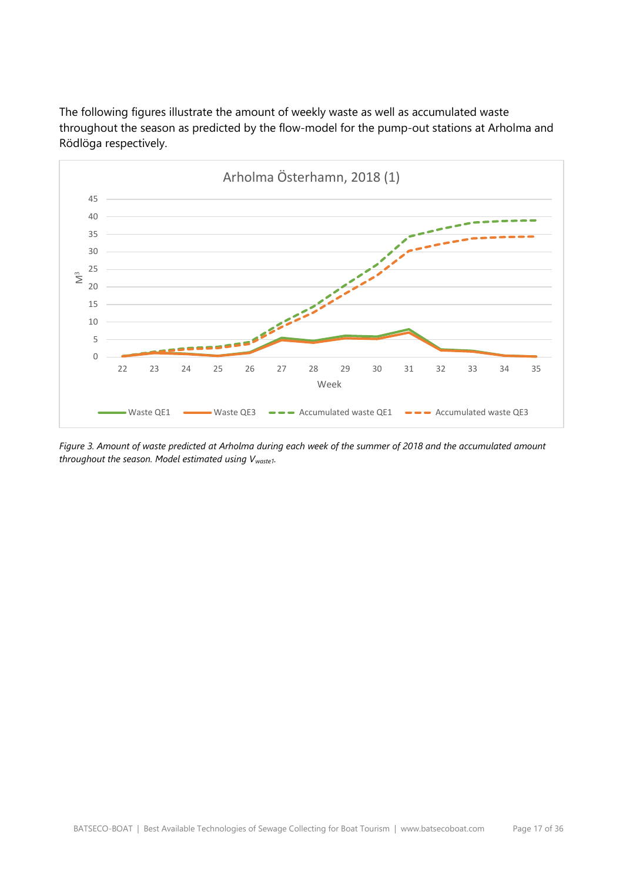The following figures illustrate the amount of weekly waste as well as accumulated waste throughout the season as predicted by the flow-model for the pump-out stations at Arholma and Rödlöga respectively.

*Figure 3. Amount of waste predicted at Arholma during each week of the summer of 2018 and the accumulated amount throughout the season. Model estimated using $V_{waste1}$.*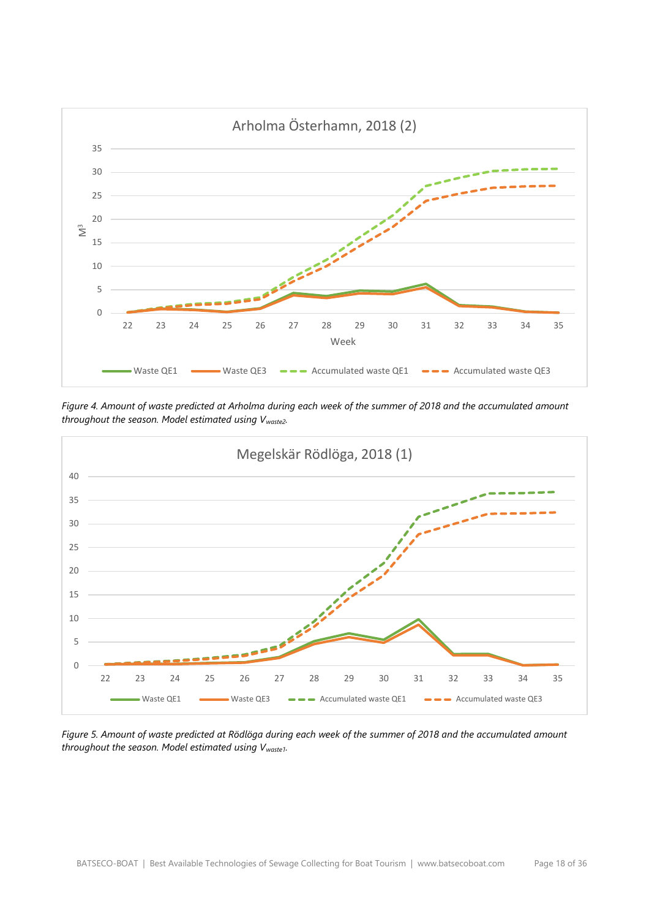Figure 4. Amount of waste predicted at Arholma during each week of the summer of 2018 and the accumulated amount throughout the season. Model estimated using $V_{waste2}$.

Figure 5. Amount of waste predicted at Rödlöga during each week of the summer of 2018 and the accumulated amount throughout the season. Model estimated using $V_{waste1}$.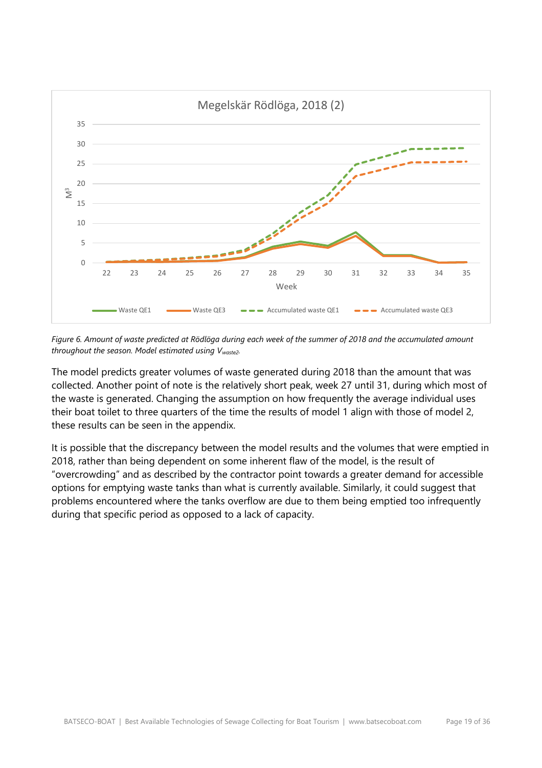*Figure 6. Amount of waste predicted at Rödlöga during each week of the summer of 2018 and the accumulated amount throughout the season. Model estimated using $V_{waste2}$.*

The model predicts greater volumes of waste generated during 2018 than the amount that was collected. Another point of note is the relatively short peak, week 27 until 31, during which most of the waste is generated. Changing the assumption on how frequently the average individual uses their boat toilet to three quarters of the time the results of model 1 align with those of model 2, these results can be seen in the appendix.

It is possible that the discrepancy between the model results and the volumes that were emptied in 2018, rather than being dependent on some inherent flaw of the model, is the result of "overcrowding" and as described by the contractor point towards a greater demand for accessible options for emptying waste tanks than what is currently available. Similarly, it could suggest that problems encountered where the tanks overflow are due to them being emptied too infrequently during that specific period as opposed to a lack of capacity.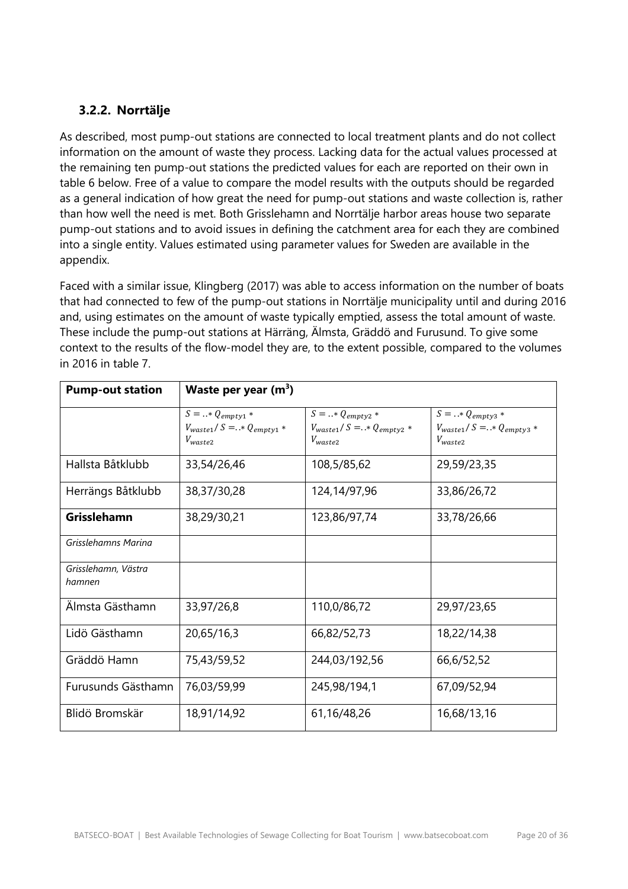### 3.2.2. Norrtälje

As described, most pump-out stations are connected to local treatment plants and do not collect information on the amount of waste they process. Lacking data for the actual values processed at the remaining ten pump-out stations the predicted values for each are reported on their own in table 6 below. Free of a value to compare the model results with the outputs should be regarded as a general indication of how great the need for pump-out stations and waste collection is, rather than how well the need is met. Both Grisslehamn and Norrtälje harbor areas house two separate pump-out stations and to avoid issues in defining the catchment area for each they are combined into a single entity. Values estimated using parameter values for Sweden are available in the appendix.

Faced with a similar issue, Klingberg (2017) was able to access information on the number of boats that had connected to few of the pump-out stations in Norrtälje municipality until and during 2016 and, using estimates on the amount of waste typically emptied, assess the total amount of waste. These include the pump-out stations at Härräng, Älmsta, Gräddö and Furusund. To give some context to the results of the flow-model they are, to the extent possible, compared to the volumes in 2016 in table 7.

| **Pump-out station** | **Waste per year (m³)** | | |
|---|---|---|---|
| | $S = ..* Q_{empty1} * V_{waste1} / S = ..* Q_{empty1} * V_{waste2}$ | $S = ..* Q_{empty2} * V_{waste1} / S = ..* Q_{empty2} * V_{waste2}$ | $S = ..* Q_{empty3} * V_{waste1} / S = ..* Q_{empty3} * V_{waste2}$ |
| Hallsta Båtklubb | 33,54/26,46 | 108,5/85,62 | 29,59/23,35 |
| Herrängs Båtklubb | 38,37/30,28 | 124,14/97,96 | 33,86/26,72 |
| **Grisslehamn** | 38,29/30,21 | 123,86/97,74 | 33,78/26,66 |
| *Grisslehamns Marina* | | | |
| *Grisslehamn, Västra hamnen* | | | |
| Älmsta Gästhamn | 33,97/26,8 | 110,0/86,72 | 29,97/23,65 |
| Lidö Gästhamn | 20,65/16,3 | 66,82/52,73 | 18,22/14,38 |
| Gräddö Hamn | 75,43/59,52 | 244,03/192,56 | 66,6/52,52 |
| Furusunds Gästhamn | 76,03/59,99 | 245,98/194,1 | 67,09/52,94 |
| Blidö Bromskär | 18,91/14,92 | 61,16/48,26 | 16,68/13,16 |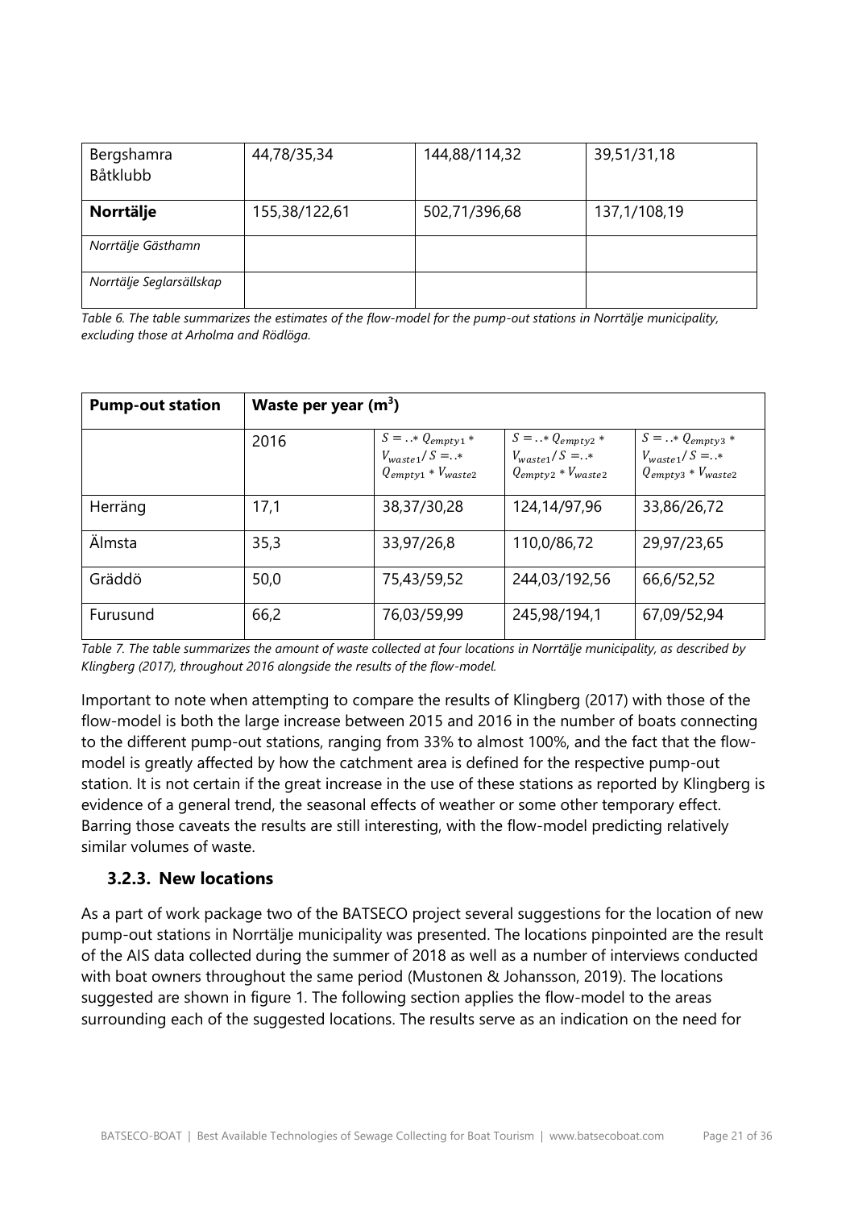| Bergshamra Båtklubb | 44,78/35,34 | 144,88/114,32 | 39,51/31,18 |
|---|---|---|---|
| **Norrtälje** | 155,38/122,61 | 502,71/396,68 | 137,1/108,19 |
| *Norrtälje Gästhamn* | | | |
| *Norrtälje Seglarsällskap* | | | |

*Table 6. The table summarizes the estimates of the flow-model for the pump-out stations in Norrtälje municipality, excluding those at Arholma and Rödlöga.*

| **Pump-out station** | **Waste per year (m³)** | | | |
|---|---|---|---|---|
| | 2016 | $S = ..* Q_{empty1} * V_{waste1}/S = ..* Q_{empty1} * V_{waste2}$ | $S = ..* Q_{empty2} * V_{waste1}/S = ..* Q_{empty2} * V_{waste2}$ | $S = ..* Q_{empty3} * V_{waste1}/S = ..* Q_{empty3} * V_{waste2}$ |
| Herräng | 17,1 | 38,37/30,28 | 124,14/97,96 | 33,86/26,72 |
| Älmsta | 35,3 | 33,97/26,8 | 110,0/86,72 | 29,97/23,65 |
| Gräddö | 50,0 | 75,43/59,52 | 244,03/192,56 | 66,6/52,52 |
| Furusund | 66,2 | 76,03/59,99 | 245,98/194,1 | 67,09/52,94 |

*Table 7. The table summarizes the amount of waste collected at four locations in Norrtälje municipality, as described by Klingberg (2017), throughout 2016 alongside the results of the flow-model.*

Important to note when attempting to compare the results of Klingberg (2017) with those of the flow-model is both the large increase between 2015 and 2016 in the number of boats connecting to the different pump-out stations, ranging from 33% to almost 100%, and the fact that the flow-model is greatly affected by how the catchment area is defined for the respective pump-out station. It is not certain if the great increase in the use of these stations as reported by Klingberg is evidence of a general trend, the seasonal effects of weather or some other temporary effect. Barring those caveats the results are still interesting, with the flow-model predicting relatively similar volumes of waste.

### 3.2.3. New locations

As a part of work package two of the BATSECO project several suggestions for the location of new pump-out stations in Norrtälje municipality was presented. The locations pinpointed are the result of the AIS data collected during the summer of 2018 as well as a number of interviews conducted with boat owners throughout the same period (Mustonen & Johansson, 2019). The locations suggested are shown in figure 1. The following section applies the flow-model to the areas surrounding each of the suggested locations. The results serve as an indication on the need for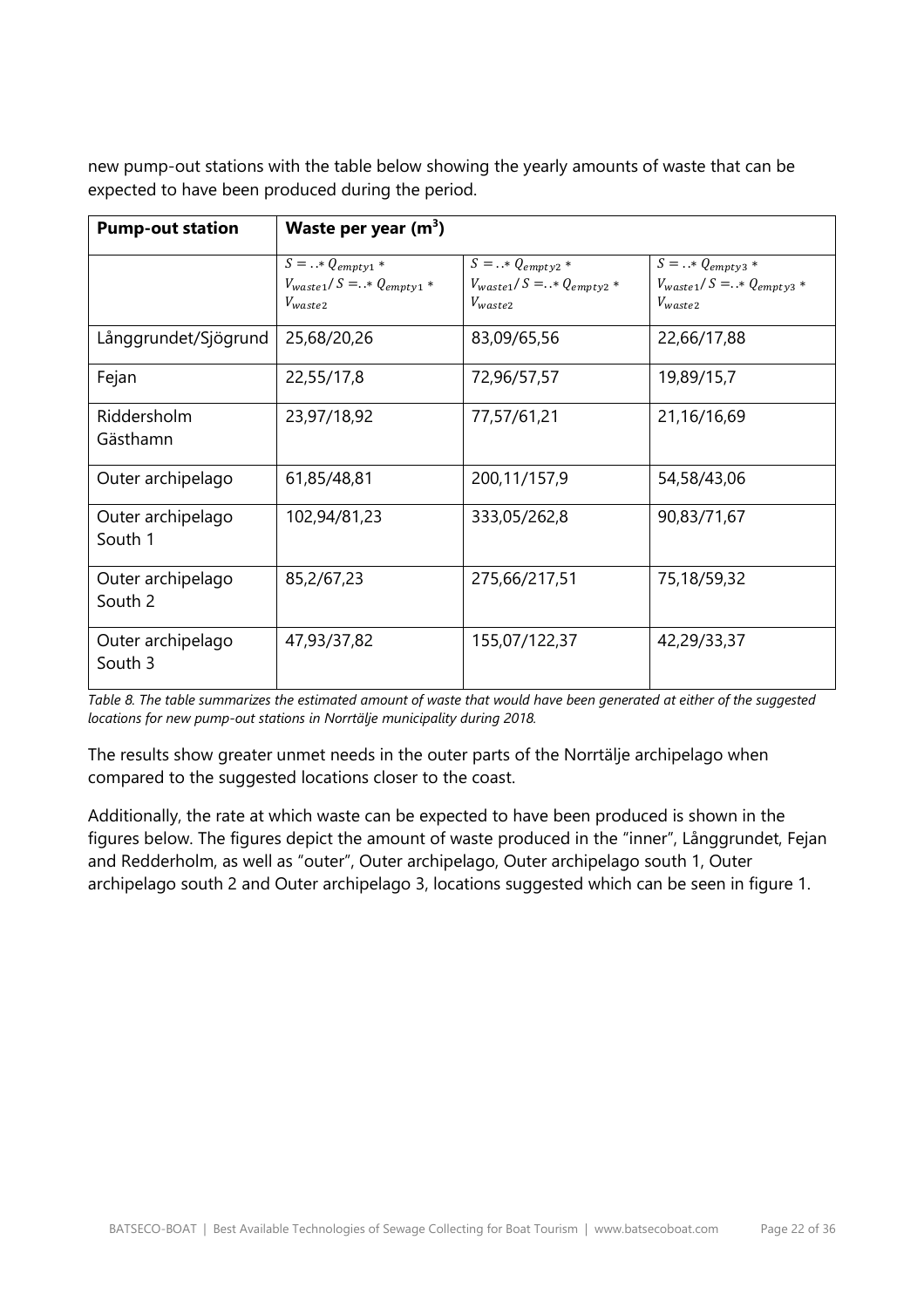new pump-out stations with the table below showing the yearly amounts of waste that can be expected to have been produced during the period.

| **Pump-out station** | **Waste per year (m$^3$)** | | |
|---|---|---|---|
| | $S = ..* Q_{empty1} * V_{waste1} / S =..* Q_{empty1} * V_{waste2}$ | $S = ..* Q_{empty2} * V_{waste1} / S =..* Q_{empty2} * V_{waste2}$ | $S = ..* Q_{empty3} * V_{waste1} / S =..* Q_{empty3} * V_{waste2}$ |
| Långgrundet/Sjögrund | 25,68/20,26 | 83,09/65,56 | 22,66/17,88 |
| Fejan | 22,55/17,8 | 72,96/57,57 | 19,89/15,7 |
| Riddersholm Gästhamn | 23,97/18,92 | 77,57/61,21 | 21,16/16,69 |
| Outer archipelago | 61,85/48,81 | 200,11/157,9 | 54,58/43,06 |
| Outer archipelago South 1 | 102,94/81,23 | 333,05/262,8 | 90,83/71,67 |
| Outer archipelago South 2 | 85,2/67,23 | 275,66/217,51 | 75,18/59,32 |
| Outer archipelago South 3 | 47,93/37,82 | 155,07/122,37 | 42,29/33,37 |

*Table 8. The table summarizes the estimated amount of waste that would have been generated at either of the suggested locations for new pump-out stations in Norrtälje municipality during 2018.*

The results show greater unmet needs in the outer parts of the Norrtälje archipelago when compared to the suggested locations closer to the coast.

Additionally, the rate at which waste can be expected to have been produced is shown in the figures below. The figures depict the amount of waste produced in the "inner", Långgrundet, Fejan and Redderholm, as well as "outer", Outer archipelago, Outer archipelago south 1, Outer archipelago south 2 and Outer archipelago 3, locations suggested which can be seen in figure 1.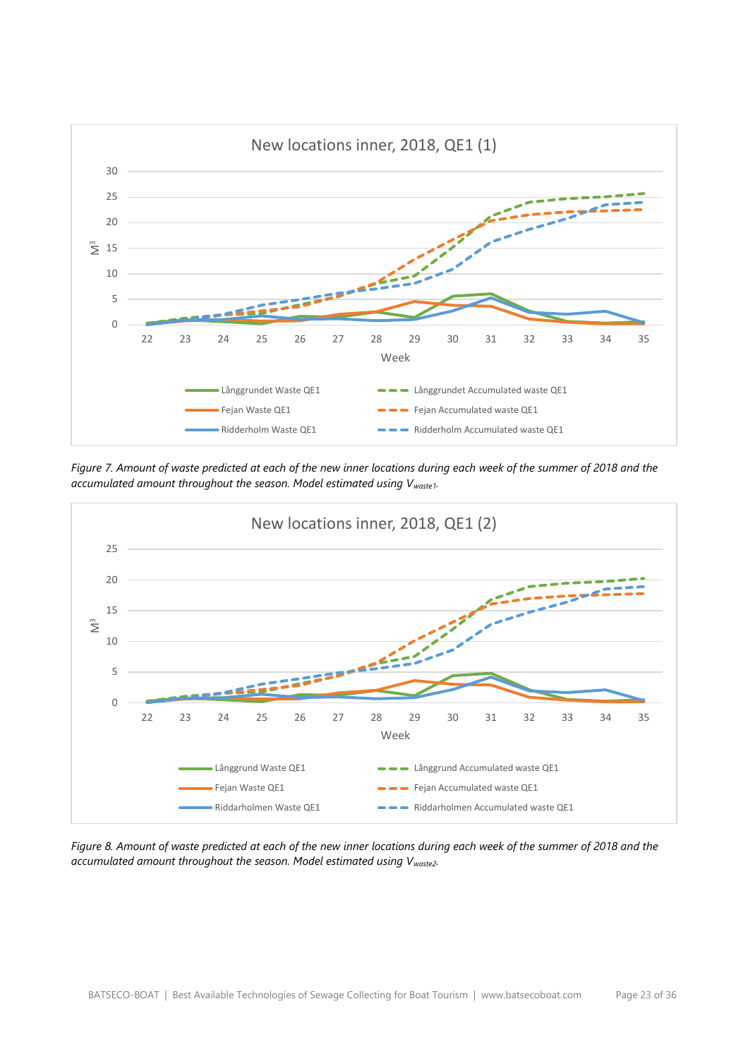Figure 7. Amount of waste predicted at each of the new inner locations during each week of the summer of 2018 and the accumulated amount throughout the season. Model estimated using $V_{waste1}$.

Figure 8. Amount of waste predicted at each of the new inner locations during each week of the summer of 2018 and the accumulated amount throughout the season. Model estimated using $V_{waste2}$.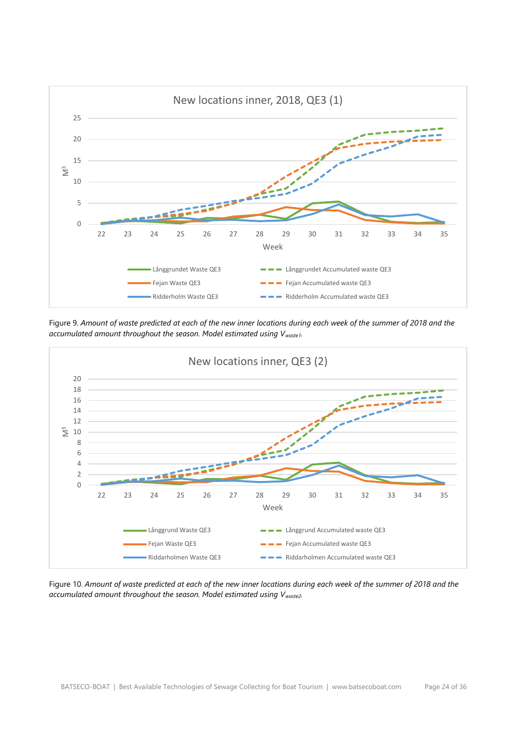Figure 9. *Amount of waste predicted at each of the new inner locations during each week of the summer of 2018 and the accumulated amount throughout the season. Model estimated using $V_{waste1}$.*

Figure 10. *Amount of waste predicted at each of the new inner locations during each week of the summer of 2018 and the accumulated amount throughout the season. Model estimated using $V_{waste2}$.*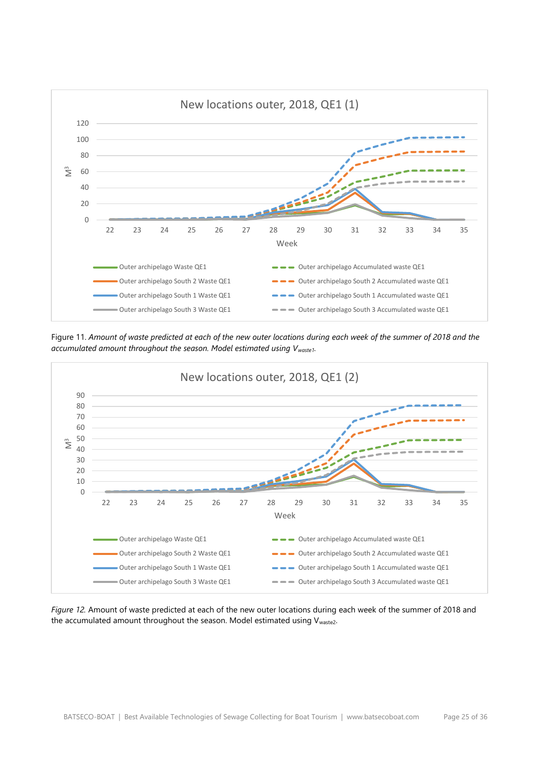Figure 11. *Amount of waste predicted at each of the new outer locations during each week of the summer of 2018 and the accumulated amount throughout the season. Model estimated using $V_{waste1}$.*

*Figure 12.* Amount of waste predicted at each of the new outer locations during each week of the summer of 2018 and the accumulated amount throughout the season. Model estimated using $V_{waste2}$.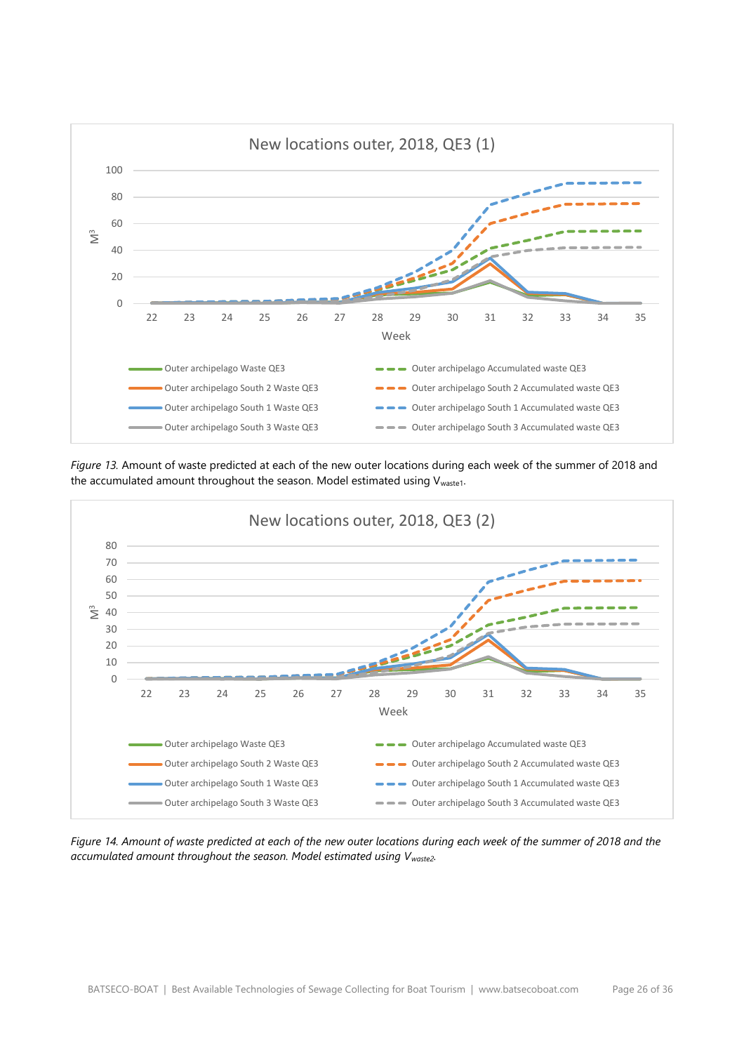*Figure 13.* Amount of waste predicted at each of the new outer locations during each week of the summer of 2018 and the accumulated amount throughout the season. Model estimated using $V_{waste1}$.

*Figure 14. Amount of waste predicted at each of the new outer locations during each week of the summer of 2018 and the accumulated amount throughout the season. Model estimated using $V_{waste2}$.*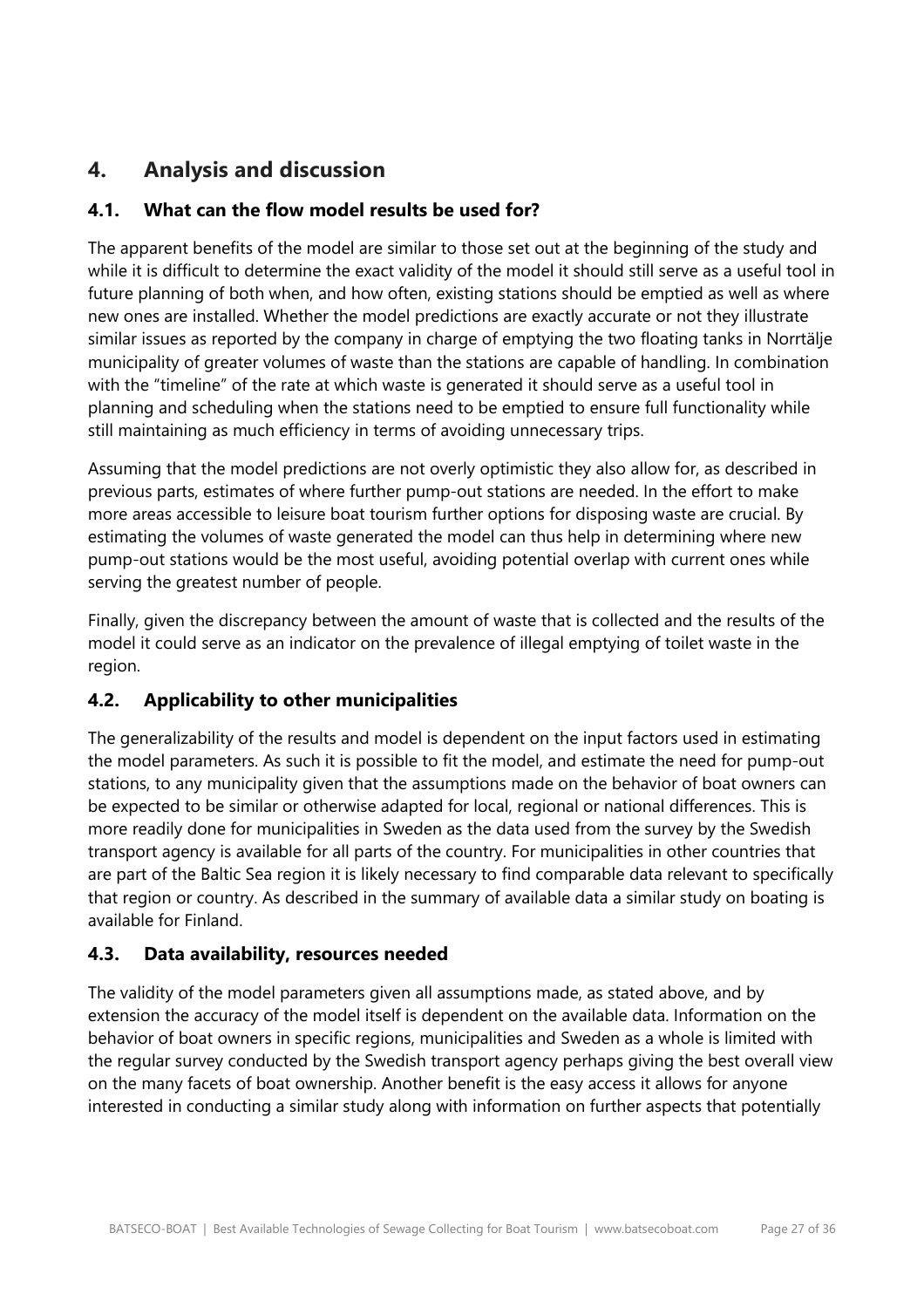## 4. Analysis and discussion

### 4.1. What can the flow model results be used for?

The apparent benefits of the model are similar to those set out at the beginning of the study and while it is difficult to determine the exact validity of the model it should still serve as a useful tool in future planning of both when, and how often, existing stations should be emptied as well as where new ones are installed. Whether the model predictions are exactly accurate or not they illustrate similar issues as reported by the company in charge of emptying the two floating tanks in Norrtälje municipality of greater volumes of waste than the stations are capable of handling. In combination with the "timeline" of the rate at which waste is generated it should serve as a useful tool in planning and scheduling when the stations need to be emptied to ensure full functionality while still maintaining as much efficiency in terms of avoiding unnecessary trips.

Assuming that the model predictions are not overly optimistic they also allow for, as described in previous parts, estimates of where further pump-out stations are needed. In the effort to make more areas accessible to leisure boat tourism further options for disposing waste are crucial. By estimating the volumes of waste generated the model can thus help in determining where new pump-out stations would be the most useful, avoiding potential overlap with current ones while serving the greatest number of people.

Finally, given the discrepancy between the amount of waste that is collected and the results of the model it could serve as an indicator on the prevalence of illegal emptying of toilet waste in the region.

### 4.2. Applicability to other municipalities

The generalizability of the results and model is dependent on the input factors used in estimating the model parameters. As such it is possible to fit the model, and estimate the need for pump-out stations, to any municipality given that the assumptions made on the behavior of boat owners can be expected to be similar or otherwise adapted for local, regional or national differences. This is more readily done for municipalities in Sweden as the data used from the survey by the Swedish transport agency is available for all parts of the country. For municipalities in other countries that are part of the Baltic Sea region it is likely necessary to find comparable data relevant to specifically that region or country. As described in the summary of available data a similar study on boating is available for Finland.

### 4.3. Data availability, resources needed

The validity of the model parameters given all assumptions made, as stated above, and by extension the accuracy of the model itself is dependent on the available data. Information on the behavior of boat owners in specific regions, municipalities and Sweden as a whole is limited with the regular survey conducted by the Swedish transport agency perhaps giving the best overall view on the many facets of boat ownership. Another benefit is the easy access it allows for anyone interested in conducting a similar study along with information on further aspects that potentially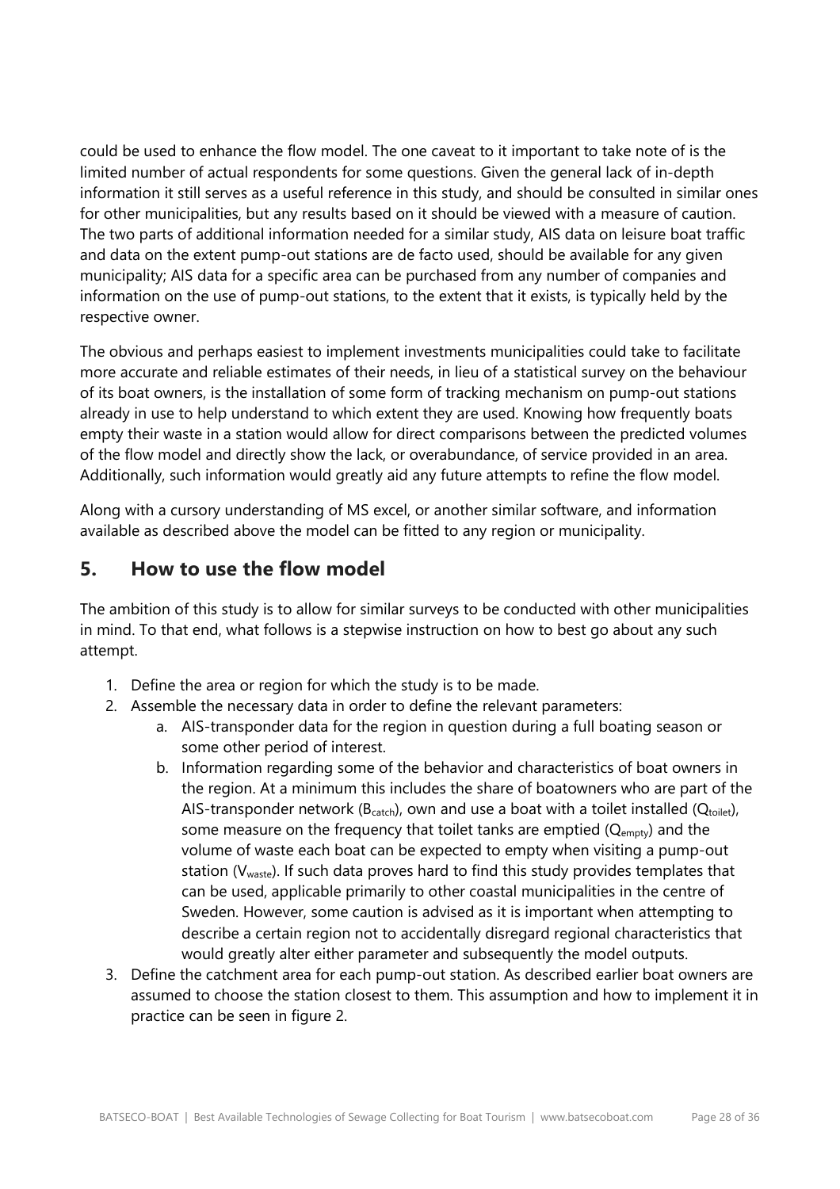could be used to enhance the flow model. The one caveat to it important to take note of is the limited number of actual respondents for some questions. Given the general lack of in-depth information it still serves as a useful reference in this study, and should be consulted in similar ones for other municipalities, but any results based on it should be viewed with a measure of caution. The two parts of additional information needed for a similar study, AIS data on leisure boat traffic and data on the extent pump-out stations are de facto used, should be available for any given municipality; AIS data for a specific area can be purchased from any number of companies and information on the use of pump-out stations, to the extent that it exists, is typically held by the respective owner.

The obvious and perhaps easiest to implement investments municipalities could take to facilitate more accurate and reliable estimates of their needs, in lieu of a statistical survey on the behaviour of its boat owners, is the installation of some form of tracking mechanism on pump-out stations already in use to help understand to which extent they are used. Knowing how frequently boats empty their waste in a station would allow for direct comparisons between the predicted volumes of the flow model and directly show the lack, or overabundance, of service provided in an area. Additionally, such information would greatly aid any future attempts to refine the flow model.

Along with a cursory understanding of MS excel, or another similar software, and information available as described above the model can be fitted to any region or municipality.

## 5. How to use the flow model

The ambition of this study is to allow for similar surveys to be conducted with other municipalities in mind. To that end, what follows is a stepwise instruction on how to best go about any such attempt.

1. Define the area or region for which the study is to be made.
2. Assemble the necessary data in order to define the relevant parameters:
    a. AIS-transponder data for the region in question during a full boating season or some other period of interest.
    b. Information regarding some of the behavior and characteristics of boat owners in the region. At a minimum this includes the share of boatowners who are part of the AIS-transponder network ($B_{catch}$), own and use a boat with a toilet installed ($Q_{toilet}$), some measure on the frequency that toilet tanks are emptied ($Q_{empty}$) and the volume of waste each boat can be expected to empty when visiting a pump-out station ($V_{waste}$). If such data proves hard to find this study provides templates that can be used, applicable primarily to other coastal municipalities in the centre of Sweden. However, some caution is advised as it is important when attempting to describe a certain region not to accidentally disregard regional characteristics that would greatly alter either parameter and subsequently the model outputs.
3. Define the catchment area for each pump-out station. As described earlier boat owners are assumed to choose the station closest to them. This assumption and how to implement it in practice can be seen in figure 2.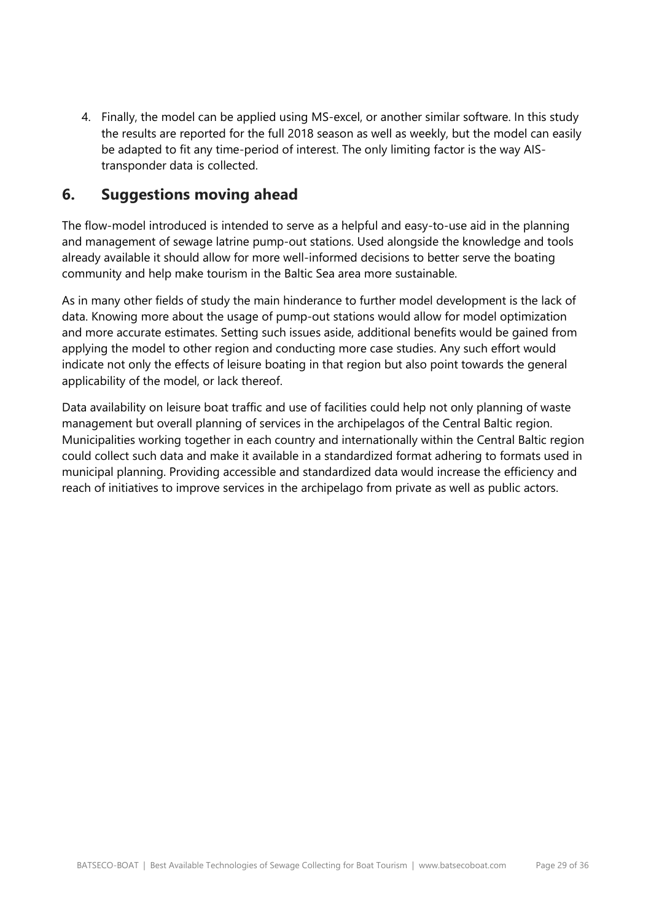4. Finally, the model can be applied using MS-excel, or another similar software. In this study the results are reported for the full 2018 season as well as weekly, but the model can easily be adapted to fit any time-period of interest. The only limiting factor is the way AIS-transponder data is collected.

## 6. Suggestions moving ahead

The flow-model introduced is intended to serve as a helpful and easy-to-use aid in the planning and management of sewage latrine pump-out stations. Used alongside the knowledge and tools already available it should allow for more well-informed decisions to better serve the boating community and help make tourism in the Baltic Sea area more sustainable.

As in many other fields of study the main hinderance to further model development is the lack of data. Knowing more about the usage of pump-out stations would allow for model optimization and more accurate estimates. Setting such issues aside, additional benefits would be gained from applying the model to other region and conducting more case studies. Any such effort would indicate not only the effects of leisure boating in that region but also point towards the general applicability of the model, or lack thereof.

Data availability on leisure boat traffic and use of facilities could help not only planning of waste management but overall planning of services in the archipelagos of the Central Baltic region. Municipalities working together in each country and internationally within the Central Baltic region could collect such data and make it available in a standardized format adhering to formats used in municipal planning. Providing accessible and standardized data would increase the efficiency and reach of initiatives to improve services in the archipelago from private as well as public actors.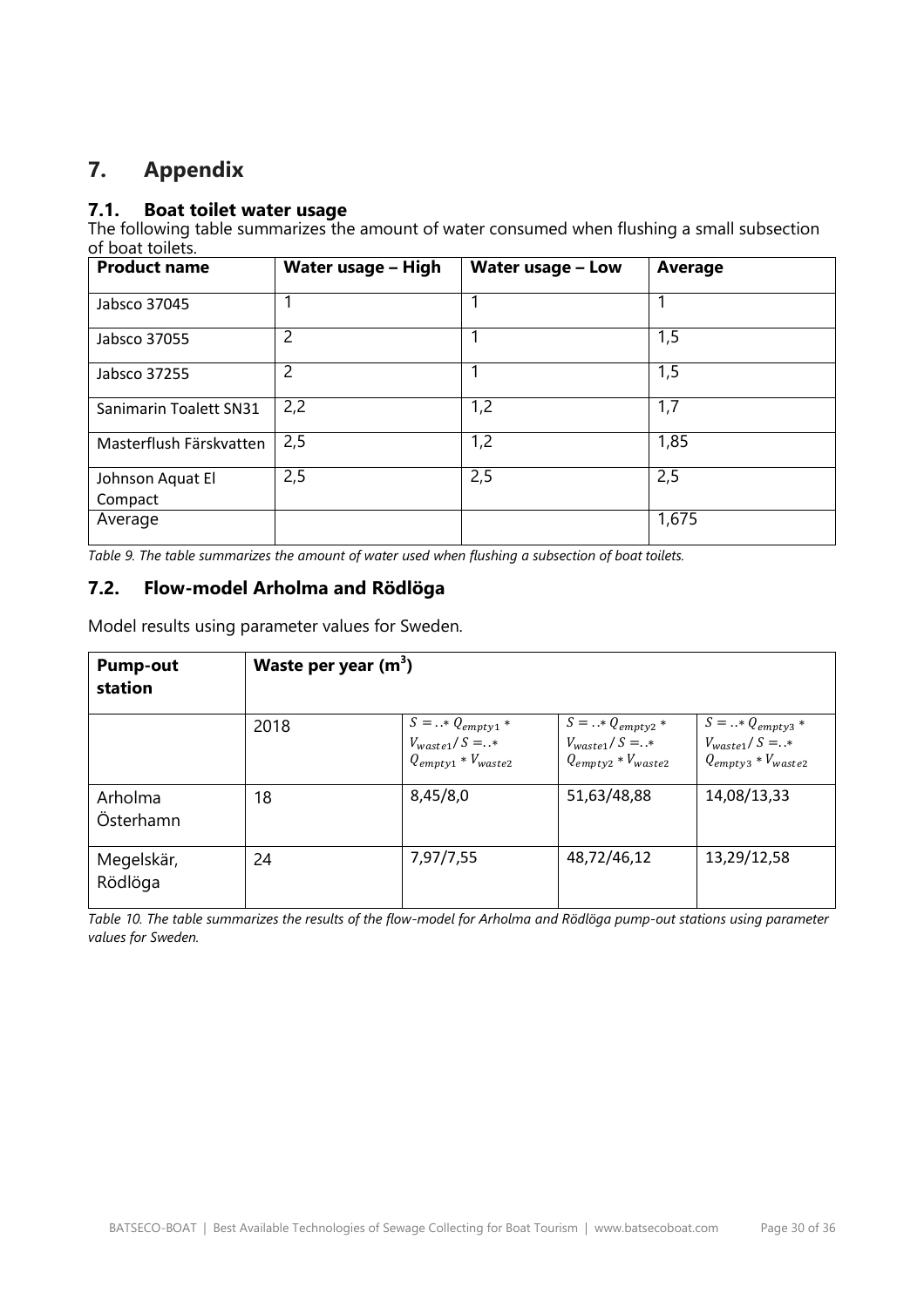# 7. Appendix

## 7.1. Boat toilet water usage

The following table summarizes the amount of water consumed when flushing a small subsection of boat toilets.

| Product name | Water usage – High | Water usage – Low | Average |
|---|---|---|---|
| Jabsco 37045 | 1 | 1 | 1 |
| Jabsco 37055 | 2 | 1 | 1,5 |
| Jabsco 37255 | 2 | 1 | 1,5 |
| Sanimarin Toalett SN31 | 2,2 | 1,2 | 1,7 |
| Masterflush Färskvatten | 2,5 | 1,2 | 1,85 |
| Johnson Aquat El Compact | 2,5 | 2,5 | 2,5 |
| Average | | | 1,675 |

*Table 9. The table summarizes the amount of water used when flushing a subsection of boat toilets.*

## 7.2. Flow-model Arholma and Rödlöga

Model results using parameter values for Sweden.

| Pump-out station | Waste per year ($m^3$) | | | |
|---|---|---|---|---|
| | 2018 | $S = ..* Q_{empty1} * V_{waste1} / S = ..* Q_{empty1} * V_{waste2}$ | $S = ..* Q_{empty2} * V_{waste1} / S = ..* Q_{empty2} * V_{waste2}$ | $S = ..* Q_{empty3} * V_{waste1} / S = ..* Q_{empty3} * V_{waste2}$ |
| Arholma Österhamn | 18 | 8,45/8,0 | 51,63/48,88 | 14,08/13,33 |
| Megelskär, Rödlöga | 24 | 7,97/7,55 | 48,72/46,12 | 13,29/12,58 |

*Table 10. The table summarizes the results of the flow-model for Arholma and Rödlöga pump-out stations using parameter values for Sweden.*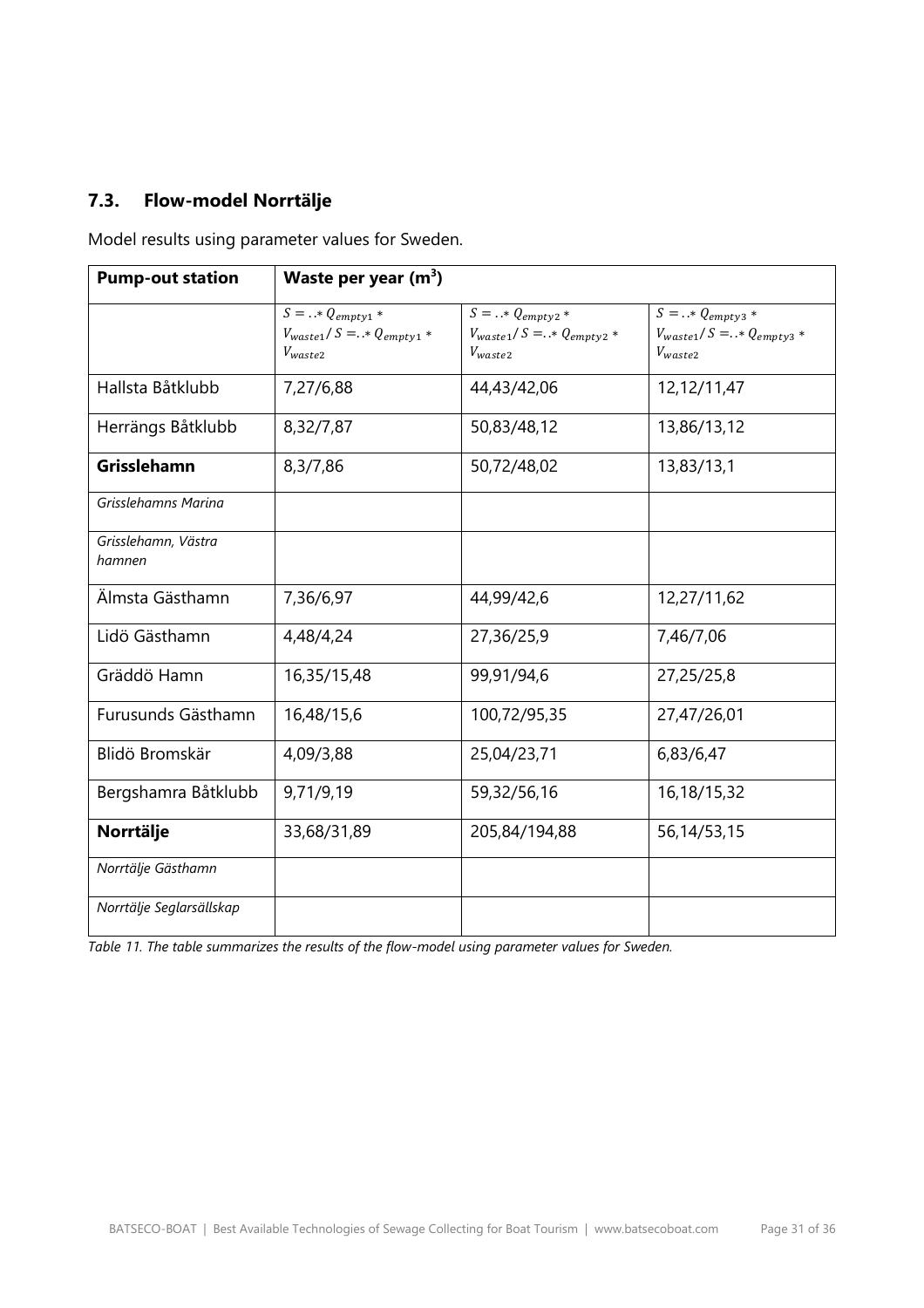## 7.3. Flow-model Norrtälje

Model results using parameter values for Sweden.

| **Pump-out station** | **Waste per year (m$^3$)** | | |
|---|---|---|---|
| | $S = ..* Q_{empty1} * V_{waste1}$/ $S = ..* Q_{empty1} * V_{waste2}$ | $S = ..* Q_{empty2} * V_{waste1}$/ $S = ..* Q_{empty2} * V_{waste2}$ | $S = ..* Q_{empty3} * V_{waste1}$/ $S = ..* Q_{empty3} * V_{waste2}$ |
| Hallsta Båtklubb | 7,27/6,88 | 44,43/42,06 | 12,12/11,47 |
| Herrängs Båtklubb | 8,32/7,87 | 50,83/48,12 | 13,86/13,12 |
| **Grisslehamn** | 8,3/7,86 | 50,72/48,02 | 13,83/13,1 |
| *Grisslehamns Marina* | | | |
| *Grisslehamn, Västra hamnen* | | | |
| Älmsta Gästhamn | 7,36/6,97 | 44,99/42,6 | 12,27/11,62 |
| Lidö Gästhamn | 4,48/4,24 | 27,36/25,9 | 7,46/7,06 |
| Gräddö Hamn | 16,35/15,48 | 99,91/94,6 | 27,25/25,8 |
| Furusunds Gästhamn | 16,48/15,6 | 100,72/95,35 | 27,47/26,01 |
| Blidö Bromskär | 4,09/3,88 | 25,04/23,71 | 6,83/6,47 |
| Bergshamra Båtklubb | 9,71/9,19 | 59,32/56,16 | 16,18/15,32 |
| **Norrtälje** | 33,68/31,89 | 205,84/194,88 | 56,14/53,15 |
| *Norrtälje Gästhamn* | | | |
| *Norrtälje Seglarsällskap* | | | |

*Table 11. The table summarizes the results of the flow-model using parameter values for Sweden.*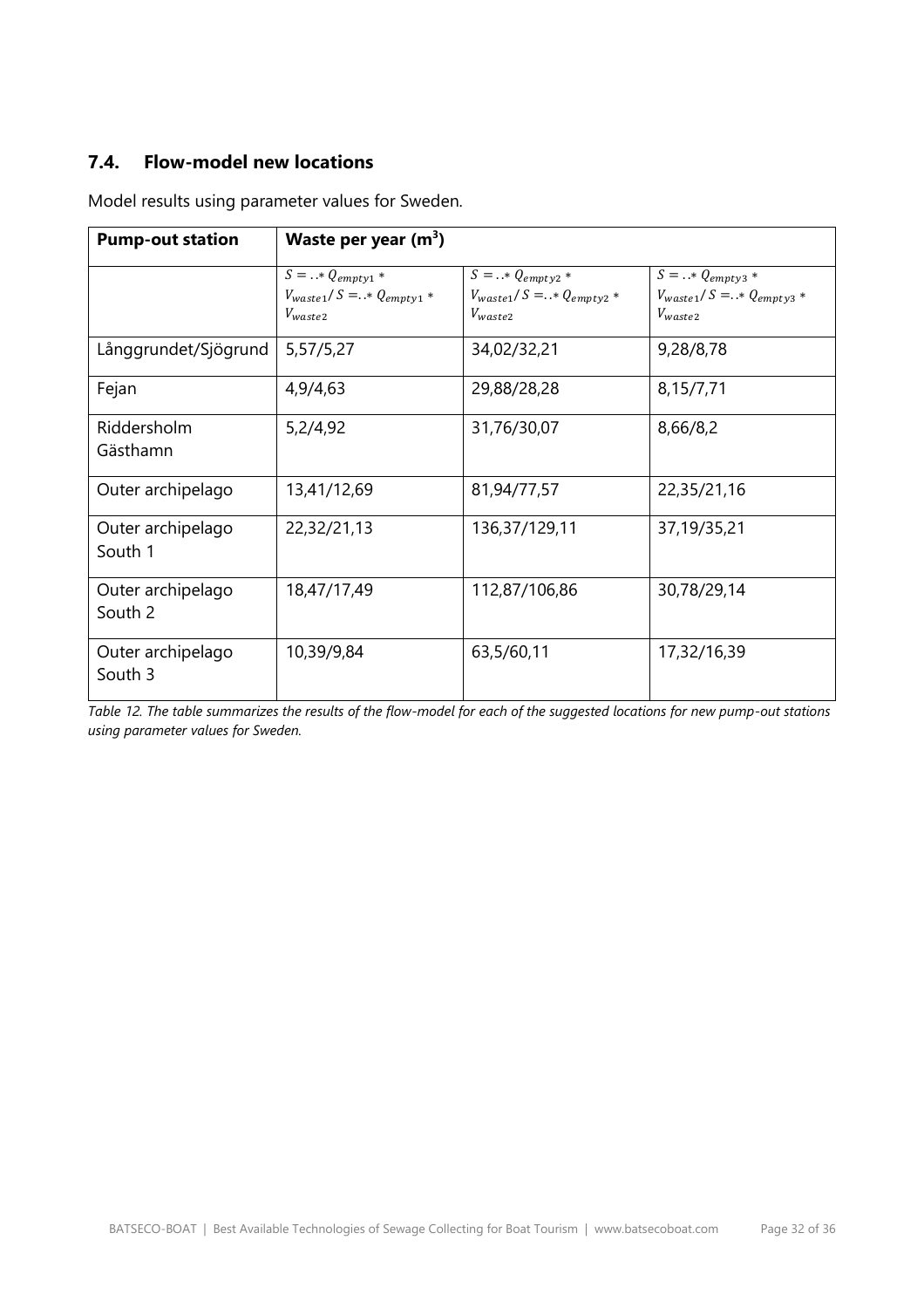## 7.4. Flow-model new locations

Model results using parameter values for Sweden.

| **Pump-out station** | **Waste per year (m$^3$)** | | |
|---|---|---|---|
| | $S = ..* Q_{empty1} * V_{waste1}$/ $S = ..* Q_{empty1} * V_{waste2}$ | $S = ..* Q_{empty2} * V_{waste1}$/ $S = ..* Q_{empty2} * V_{waste2}$ | $S = ..* Q_{empty3} * V_{waste1}$/ $S = ..* Q_{empty3} * V_{waste2}$ |
| Långgrundet/Sjögrund | 5,57/5,27 | 34,02/32,21 | 9,28/8,78 |
| Fejan | 4,9/4,63 | 29,88/28,28 | 8,15/7,71 |
| Riddersholm Gästhamn | 5,2/4,92 | 31,76/30,07 | 8,66/8,2 |
| Outer archipelago | 13,41/12,69 | 81,94/77,57 | 22,35/21,16 |
| Outer archipelago South 1 | 22,32/21,13 | 136,37/129,11 | 37,19/35,21 |
| Outer archipelago South 2 | 18,47/17,49 | 112,87/106,86 | 30,78/29,14 |
| Outer archipelago South 3 | 10,39/9,84 | 63,5/60,11 | 17,32/16,39 |

*Table 12. The table summarizes the results of the flow-model for each of the suggested locations for new pump-out stations using parameter values for Sweden.*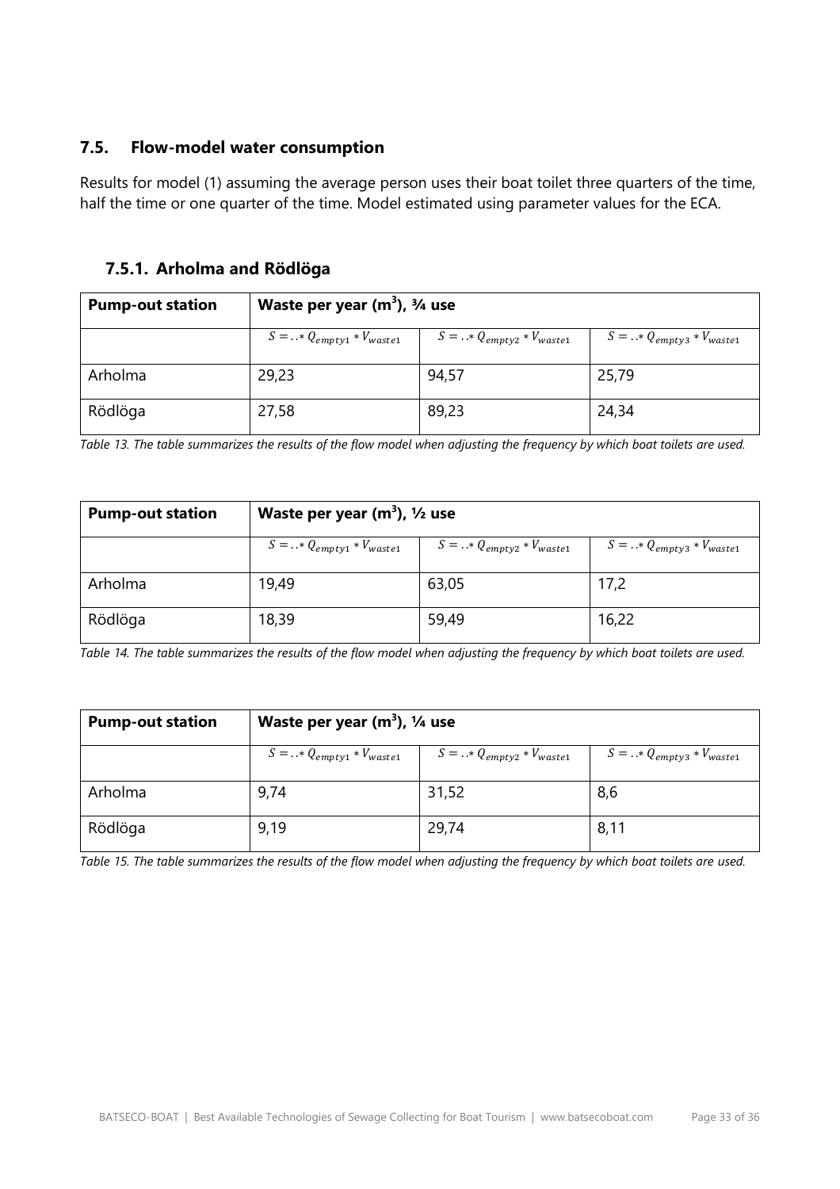## 7.5. Flow-model water consumption

Results for model (1) assuming the average person uses their boat toilet three quarters of the time, half the time or one quarter of the time. Model estimated using parameter values for the ECA.

### 7.5.1. Arholma and Rödlöga

| Pump-out station | Waste per year ($m^3$), ¾ use | | |
|---|---|---|---|
| | $S = ..* Q_{empty1} * V_{waste1}$ | $S = ..* Q_{empty2} * V_{waste1}$ | $S = ..* Q_{empty3} * V_{waste1}$ |
| Arholma | 29,23 | 94,57 | 25,79 |
| Rödlöga | 27,58 | 89,23 | 24,34 |

*Table 13. The table summarizes the results of the flow model when adjusting the frequency by which boat toilets are used.*

| Pump-out station | Waste per year ($m^3$), ½ use | | |
|---|---|---|---|
| | $S = ..* Q_{empty1} * V_{waste1}$ | $S = ..* Q_{empty2} * V_{waste1}$ | $S = ..* Q_{empty3} * V_{waste1}$ |
| Arholma | 19,49 | 63,05 | 17,2 |
| Rödlöga | 18,39 | 59,49 | 16,22 |

*Table 14. The table summarizes the results of the flow model when adjusting the frequency by which boat toilets are used.*

| Pump-out station | Waste per year ($m^3$), ¼ use | | |
|---|---|---|---|
| | $S = ..* Q_{empty1} * V_{waste1}$ | $S = ..* Q_{empty2} * V_{waste1}$ | $S = ..* Q_{empty3} * V_{waste1}$ |
| Arholma | 9,74 | 31,52 | 8,6 |
| Rödlöga | 9,19 | 29,74 | 8,11 |

*Table 15. The table summarizes the results of the flow model when adjusting the frequency by which boat toilets are used.*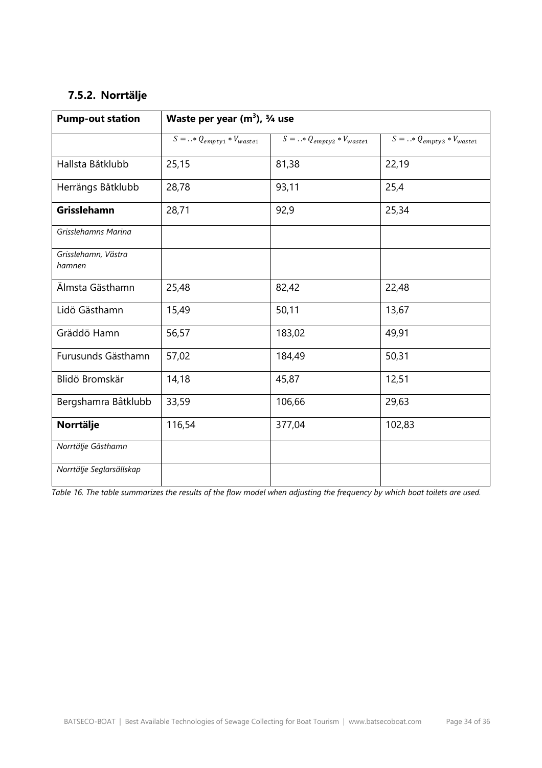### 7.5.2. Norrtälje

| **Pump-out station** | **Waste per year ($m^3$), ¾ use** | | |
|---|---|---|---|
| | $S = ..* Q_{empty1} * V_{waste1}$ | $S = ..* Q_{empty2} * V_{waste1}$ | $S = ..* Q_{empty3} * V_{waste1}$ |
| Hallsta Båtklubb | 25,15 | 81,38 | 22,19 |
| Herrängs Båtklubb | 28,78 | 93,11 | 25,4 |
| **Grisslehamn** | 28,71 | 92,9 | 25,34 |
| *Grisslehamns Marina* | | | |
| *Grisslehamn, Västra hamnen* | | | |
| Älmsta Gästhamn | 25,48 | 82,42 | 22,48 |
| Lidö Gästhamn | 15,49 | 50,11 | 13,67 |
| Gräddö Hamn | 56,57 | 183,02 | 49,91 |
| Furusunds Gästhamn | 57,02 | 184,49 | 50,31 |
| Blidö Bromskär | 14,18 | 45,87 | 12,51 |
| Bergshamra Båtklubb | 33,59 | 106,66 | 29,63 |
| **Norrtälje** | 116,54 | 377,04 | 102,83 |
| *Norrtälje Gästhamn* | | | |
| *Norrtälje Seglarsällskap* | | | |

*Table 16. The table summarizes the results of the flow model when adjusting the frequency by which boat toilets are used.*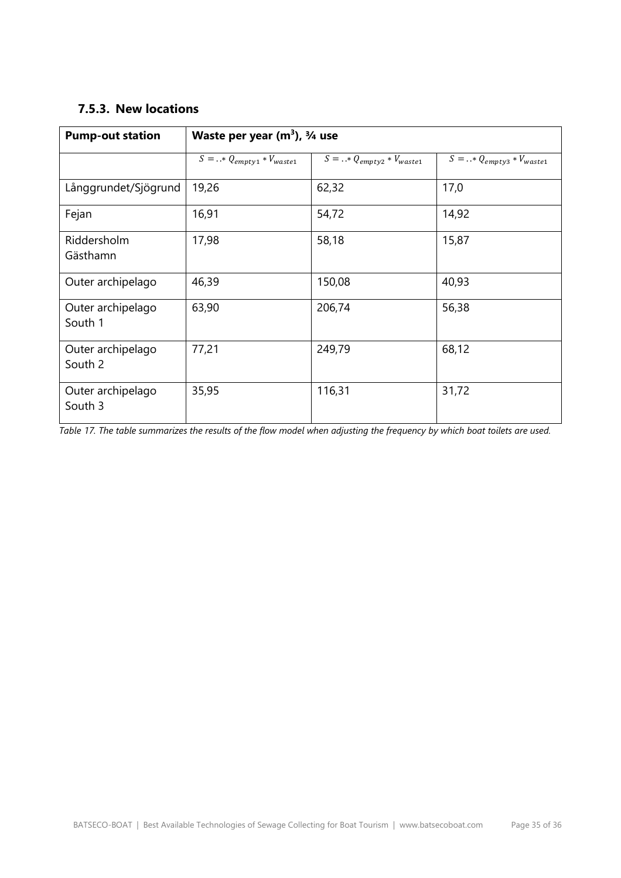### 7.5.3. New locations

| Pump-out station | Waste per year (m$^3$), ¾ use | | |
|---|---|---|---|
| | $S = ..* Q_{empty1} * V_{waste1}$ | $S = ..* Q_{empty2} * V_{waste1}$ | $S = ..* Q_{empty3} * V_{waste1}$ |
| Långgrundet/Sjögrund | 19,26 | 62,32 | 17,0 |
| Fejan | 16,91 | 54,72 | 14,92 |
| Riddersholm Gästhamn | 17,98 | 58,18 | 15,87 |
| Outer archipelago | 46,39 | 150,08 | 40,93 |
| Outer archipelago South 1 | 63,90 | 206,74 | 56,38 |
| Outer archipelago South 2 | 77,21 | 249,79 | 68,12 |
| Outer archipelago South 3 | 35,95 | 116,31 | 31,72 |

*Table 17. The table summarizes the results of the flow model when adjusting the frequency by which boat toilets are used.*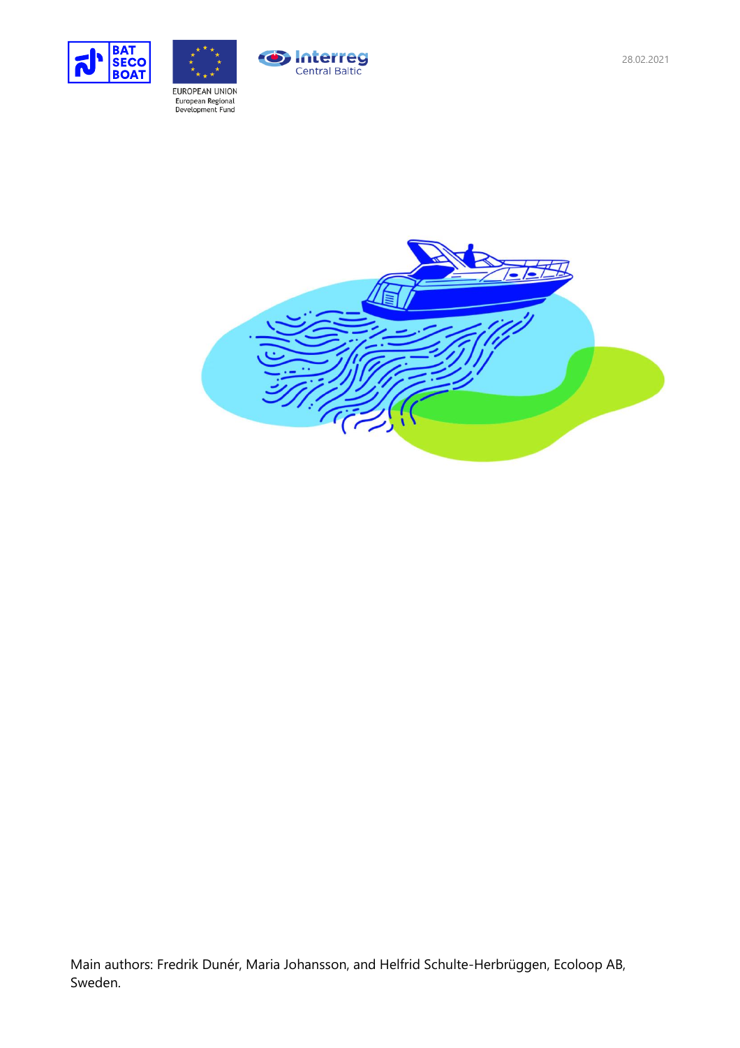28.02.2021

Main authors: Fredrik Dunér, Maria Johansson, and Helfrid Schulte-Herbrüggen, Ecoloop AB, Sweden.